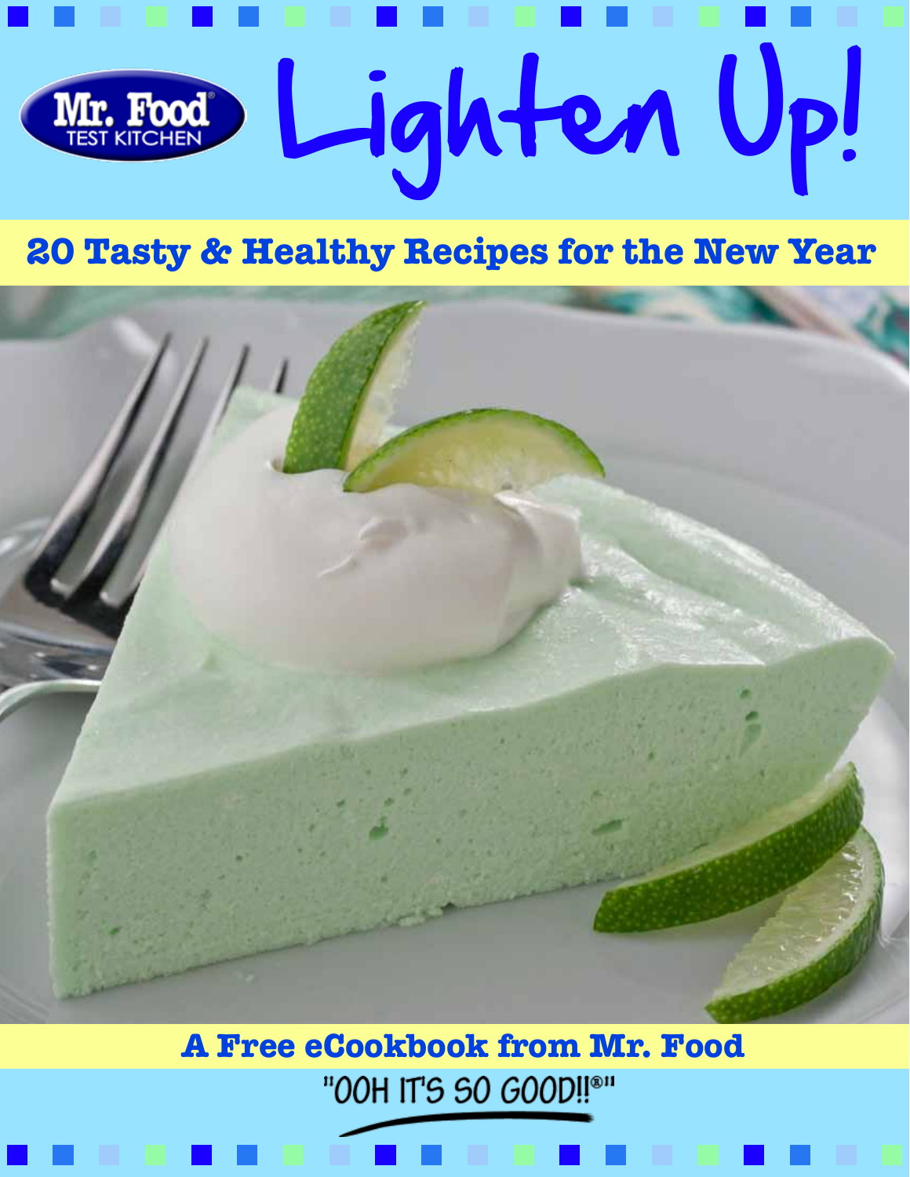Mr. Food TEST KITCHEN

# Lighten Up!

## 20 Tasty & Healthy Recipes for the New Year

**A Free eCookbook from Mr. Food**

"OOH IT'S SO GOOD!!®"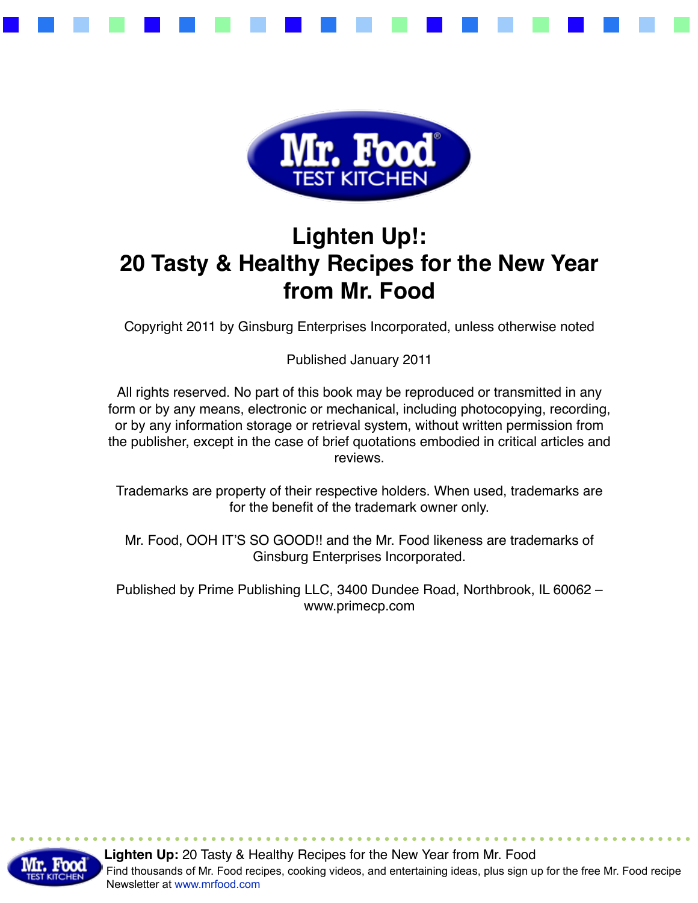# Lighten Up!: 20 Tasty & Healthy Recipes for the New Year from Mr. Food

Copyright 2011 by Ginsburg Enterprises Incorporated, unless otherwise noted

Published January 2011

All rights reserved. No part of this book may be reproduced or transmitted in any form or by any means, electronic or mechanical, including photocopying, recording, or by any information storage or retrieval system, without written permission from the publisher, except in the case of brief quotations embodied in critical articles and reviews.

Trademarks are property of their respective holders. When used, trademarks are for the benefit of the trademark owner only.

Mr. Food, OOH IT'S SO GOOD!! and the Mr. Food likeness are trademarks of Ginsburg Enterprises Incorporated.

Published by Prime Publishing LLC, 3400 Dundee Road, Northbrook, IL 60062 – www.primecp.com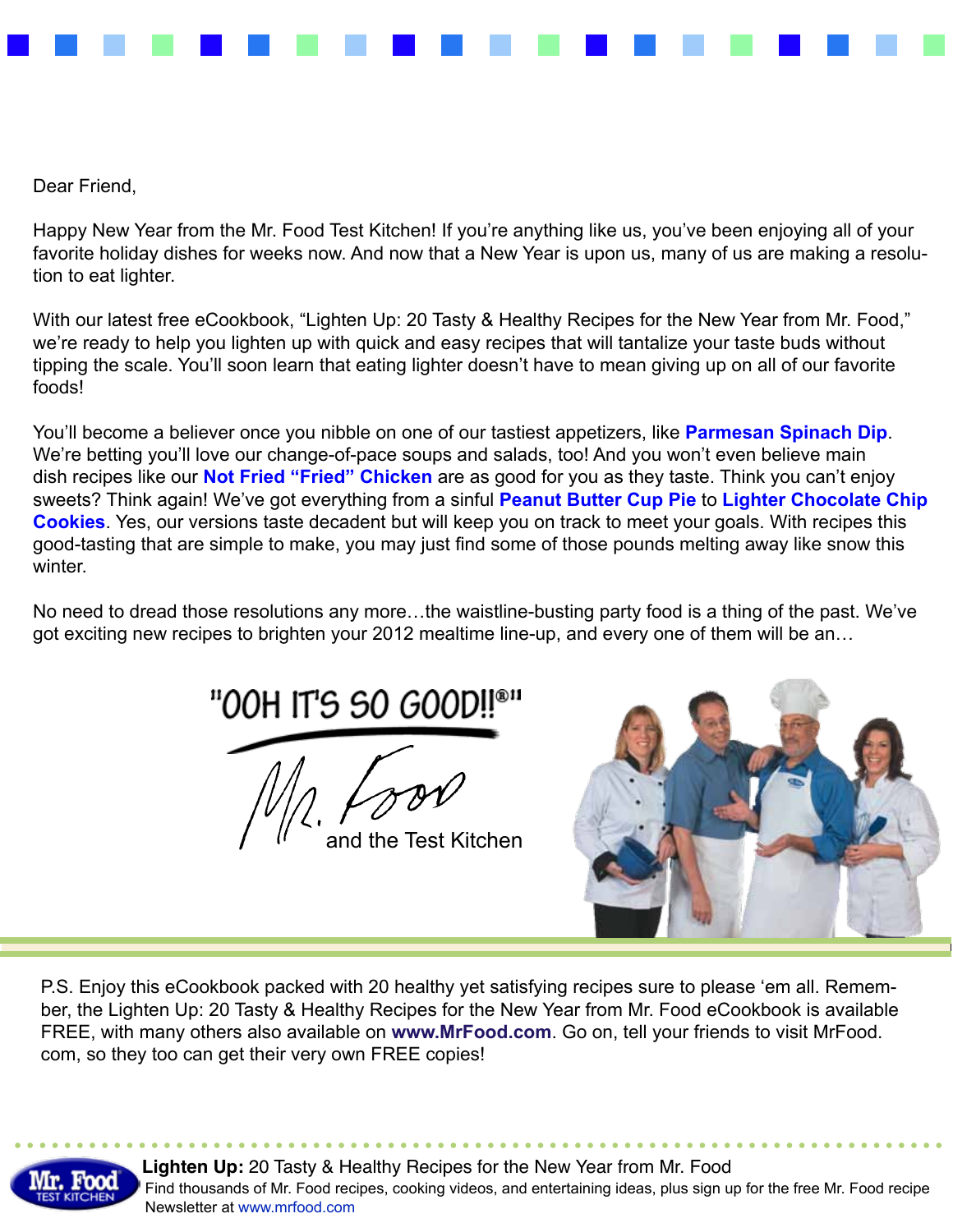Dear Friend,

Happy New Year from the Mr. Food Test Kitchen! If you're anything like us, you've been enjoying all of your favorite holiday dishes for weeks now. And now that a New Year is upon us, many of us are making a resolution to eat lighter.

With our latest free eCookbook, "Lighten Up: 20 Tasty & Healthy Recipes for the New Year from Mr. Food," we're ready to help you lighten up with quick and easy recipes that will tantalize your taste buds without tipping the scale. You'll soon learn that eating lighter doesn't have to mean giving up on all of our favorite foods!

You'll become a believer once you nibble on one of our tastiest appetizers, like **Parmesan Spinach Dip**. We're betting you'll love our change-of-pace soups and salads, too! And you won't even believe main dish recipes like our **Not Fried "Fried" Chicken** are as good for you as they taste. Think you can't enjoy sweets? Think again! We've got everything from a sinful **Peanut Butter Cup Pie** to **Lighter Chocolate Chip Cookies**. Yes, our versions taste decadent but will keep you on track to meet your goals. With recipes this good-tasting that are simple to make, you may just find some of those pounds melting away like snow this winter.

No need to dread those resolutions any more…the waistline-busting party food is a thing of the past. We've got exciting new recipes to brighten your 2012 mealtime line-up, and every one of them will be an…

"OOH IT'S SO GOOD!!®"

Mr. Food and the Test Kitchen

P.S. Enjoy this eCookbook packed with 20 healthy yet satisfying recipes sure to please 'em all. Remember, the Lighten Up: 20 Tasty & Healthy Recipes for the New Year from Mr. Food eCookbook is available FREE, with many others also available on **www.MrFood.com**. Go on, tell your friends to visit MrFood.com, so they too can get their very own FREE copies!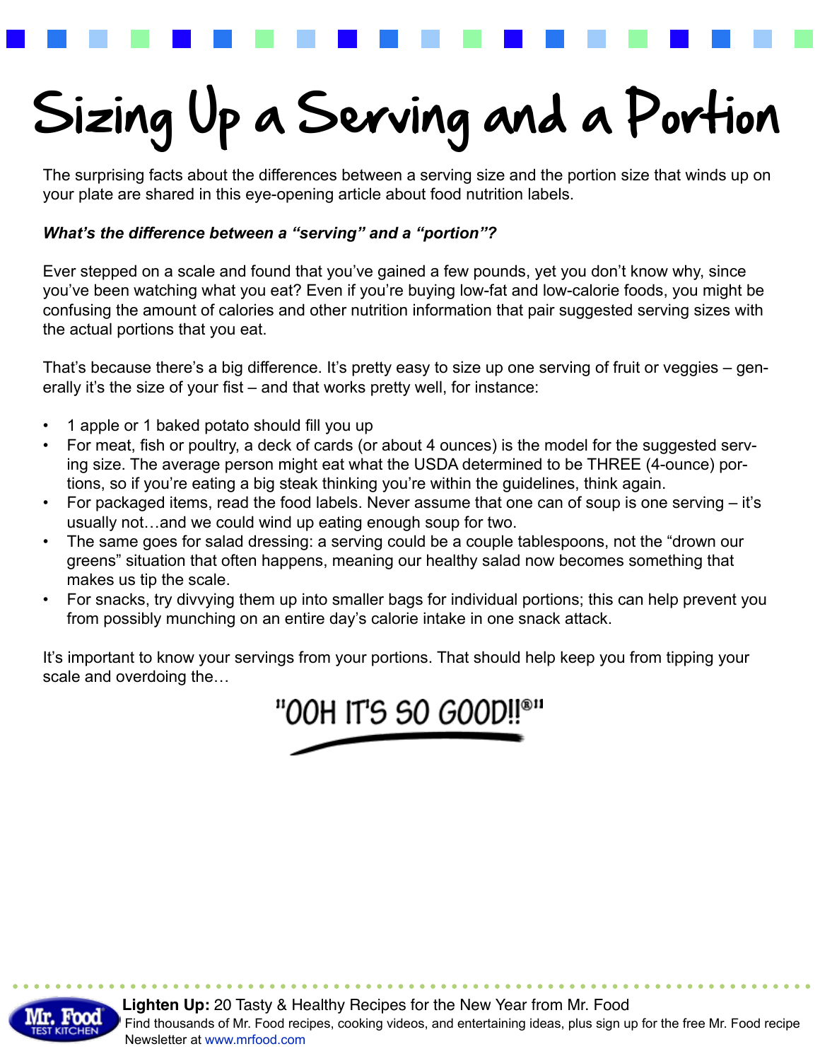# Sizing Up a Serving and a Portion

The surprising facts about the differences between a serving size and the portion size that winds up on your plate are shared in this eye-opening article about food nutrition labels.

***What's the difference between a "serving" and a "portion"?***

Ever stepped on a scale and found that you've gained a few pounds, yet you don't know why, since you've been watching what you eat? Even if you're buying low-fat and low-calorie foods, you might be confusing the amount of calories and other nutrition information that pair suggested serving sizes with the actual portions that you eat.

That's because there's a big difference. It's pretty easy to size up one serving of fruit or veggies – generally it's the size of your fist – and that works pretty well, for instance:

- 1 apple or 1 baked potato should fill you up
- For meat, fish or poultry, a deck of cards (or about 4 ounces) is the model for the suggested serving size. The average person might eat what the USDA determined to be THREE (4-ounce) portions, so if you're eating a big steak thinking you're within the guidelines, think again.
- For packaged items, read the food labels. Never assume that one can of soup is one serving – it's usually not…and we could wind up eating enough soup for two.
- The same goes for salad dressing: a serving could be a couple tablespoons, not the "drown our greens" situation that often happens, meaning our healthy salad now becomes something that makes us tip the scale.
- For snacks, try divvying them up into smaller bags for individual portions; this can help prevent you from possibly munching on an entire day's calorie intake in one snack attack.

It's important to know your servings from your portions. That should help keep you from tipping your scale and overdoing the…

"OOH IT'S SO GOOD!!®"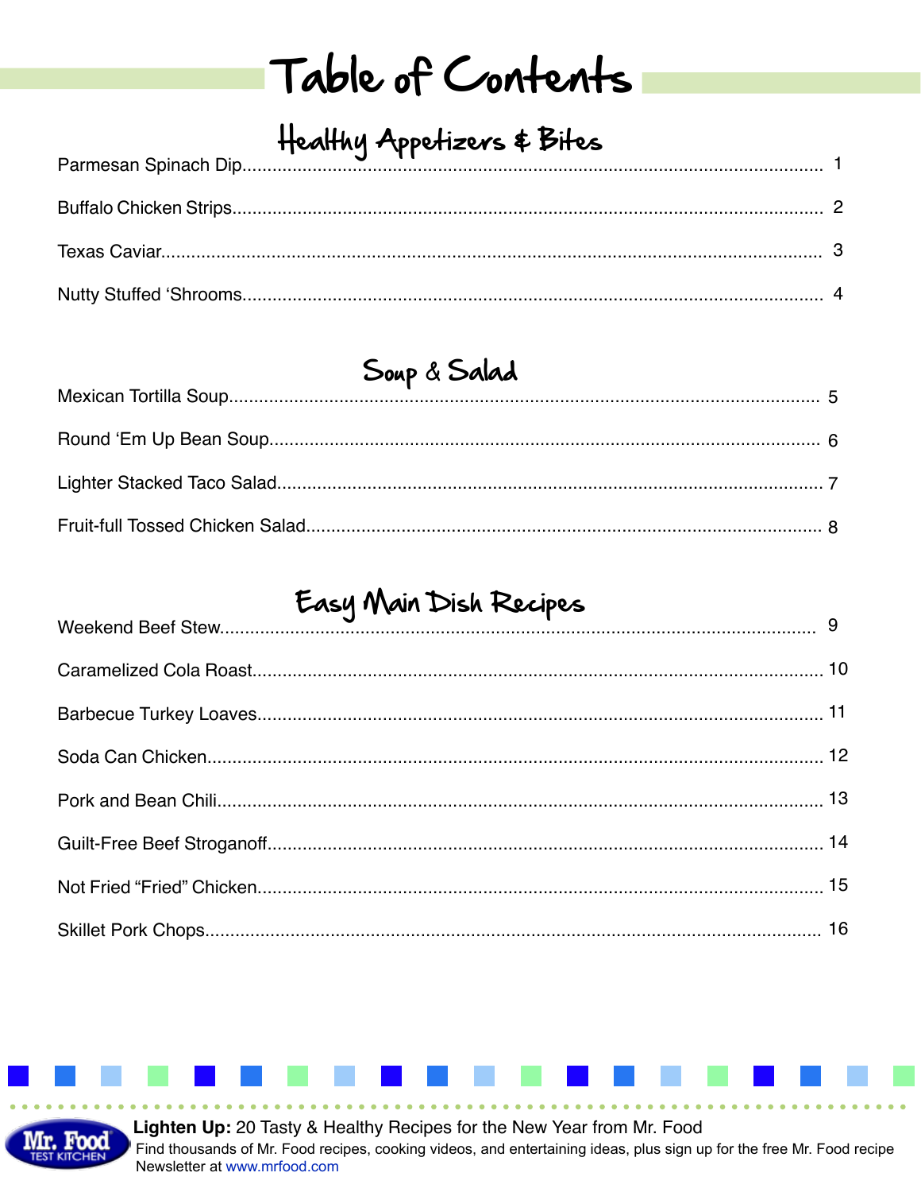# Table of Contents

## Healthy Appetizers & Bites

Parmesan Spinach Dip.......... 1

Buffalo Chicken Strips.......... 2

Texas Caviar.......... 3

Nutty Stuffed 'Shrooms.......... 4

## Soup & Salad

Mexican Tortilla Soup.......... 5

Round 'Em Up Bean Soup.......... 6

Lighter Stacked Taco Salad.......... 7

Fruit-full Tossed Chicken Salad.......... 8

## Easy Main Dish Recipes

Weekend Beef Stew.......... 9

Caramelized Cola Roast.......... 10

Barbecue Turkey Loaves.......... 11

Soda Can Chicken.......... 12

Pork and Bean Chili.......... 13

Guilt-Free Beef Stroganoff.......... 14

Not Fried "Fried" Chicken.......... 15

Skillet Pork Chops.......... 16

**Lighten Up:** 20 Tasty & Healthy Recipes for the New Year from Mr. Food
Find thousands of Mr. Food recipes, cooking videos, and entertaining ideas, plus sign up for the free Mr. Food recipe Newsletter at www.mrfood.com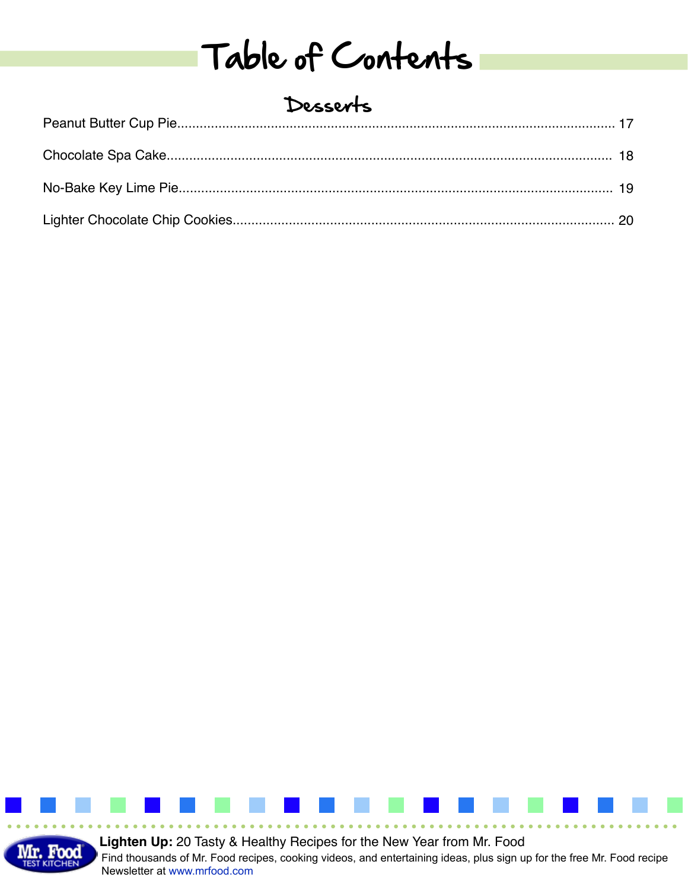# Table of Contents

## Desserts

Peanut Butter Cup Pie........................................................................................................................ 17

Chocolate Spa Cake........................................................................................................................ 18

No-Bake Key Lime Pie...................................................................................................................... 19

Lighter Chocolate Chip Cookies......................................................................................................... 20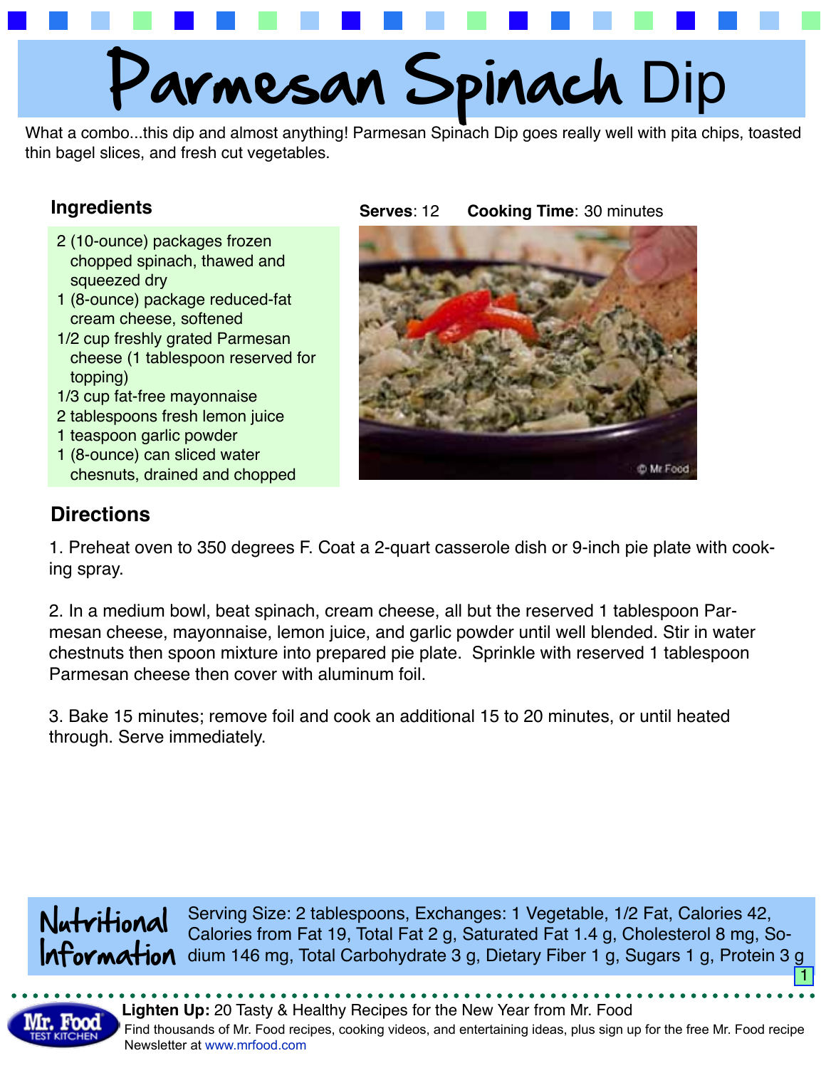# Parmesan Spinach Dip

What a combo...this dip and almost anything! Parmesan Spinach Dip goes really well with pita chips, toasted thin bagel slices, and fresh cut vegetables.

**Serves**: 12 **Cooking Time**: 30 minutes

## Ingredients

- 2 (10-ounce) packages frozen chopped spinach, thawed and squeezed dry
- 1 (8-ounce) package reduced-fat cream cheese, softened
- 1/2 cup freshly grated Parmesan cheese (1 tablespoon reserved for topping)
- 1/3 cup fat-free mayonnaise
- 2 tablespoons fresh lemon juice
- 1 teaspoon garlic powder
- 1 (8-ounce) can sliced water chesnuts, drained and chopped

## Directions

1. Preheat oven to 350 degrees F. Coat a 2-quart casserole dish or 9-inch pie plate with cooking spray.

2. In a medium bowl, beat spinach, cream cheese, all but the reserved 1 tablespoon Parmesan cheese, mayonnaise, lemon juice, and garlic powder until well blended. Stir in water chestnuts then spoon mixture into prepared pie plate. Sprinkle with reserved 1 tablespoon Parmesan cheese then cover with aluminum foil.

3. Bake 15 minutes; remove foil and cook an additional 15 to 20 minutes, or until heated through. Serve immediately.

## Nutritional Information

Serving Size: 2 tablespoons, Exchanges: 1 Vegetable, 1/2 Fat, Calories 42, Calories from Fat 19, Total Fat 2 g, Saturated Fat 1.4 g, Cholesterol 8 mg, Sodium 146 mg, Total Carbohydrate 3 g, Dietary Fiber 1 g, Sugars 1 g, Protein 3 g

**Lighten Up:** 20 Tasty & Healthy Recipes for the New Year from Mr. Food

Find thousands of Mr. Food recipes, cooking videos, and entertaining ideas, plus sign up for the free Mr. Food recipe Newsletter at www.mrfood.com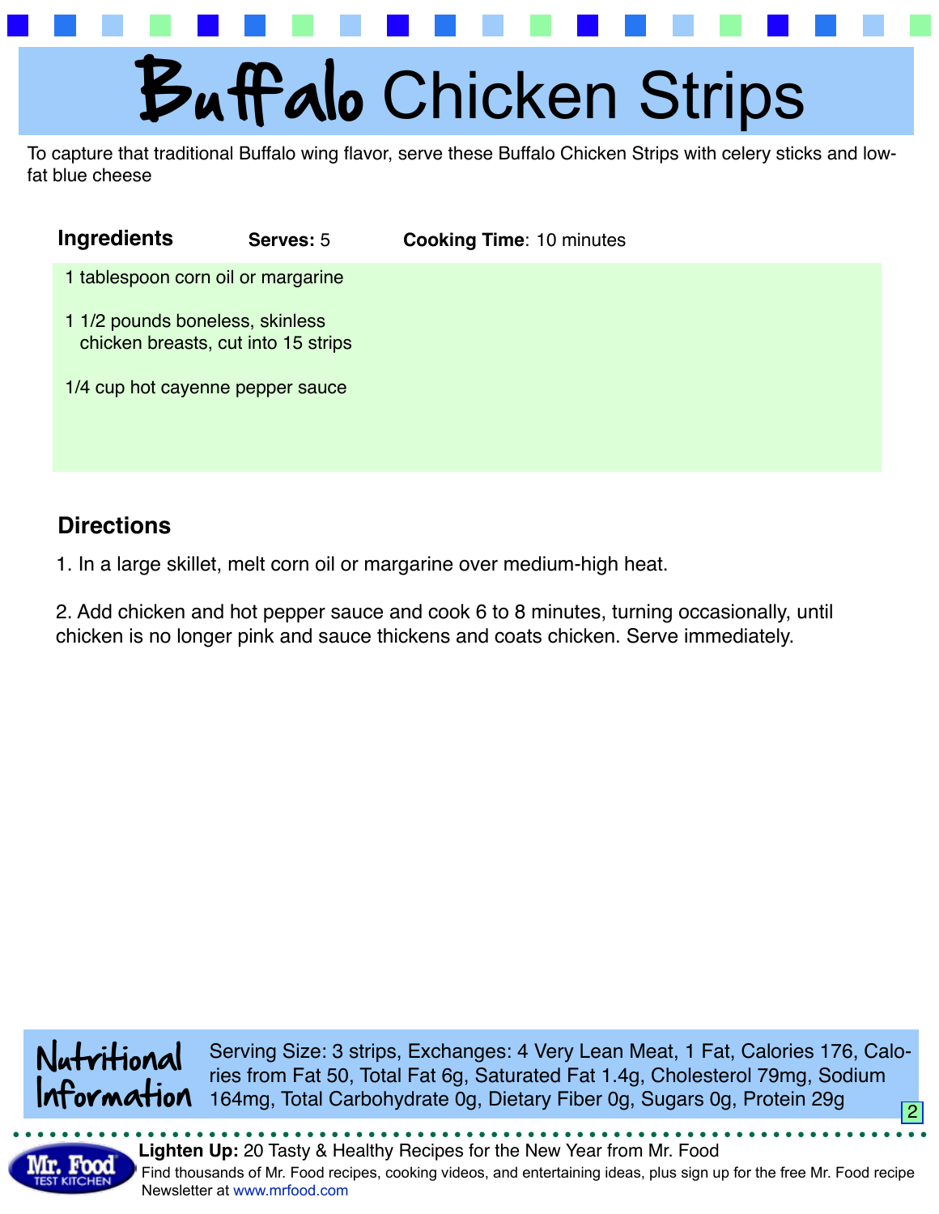# Buffalo Chicken Strips

To capture that traditional Buffalo wing flavor, serve these Buffalo Chicken Strips with celery sticks and low-fat blue cheese

## Ingredients

**Serves:** 5 **Cooking Time**: 10 minutes

1 tablespoon corn oil or margarine

1 1/2 pounds boneless, skinless chicken breasts, cut into 15 strips

1/4 cup hot cayenne pepper sauce

## Directions

1. In a large skillet, melt corn oil or margarine over medium-high heat.

2. Add chicken and hot pepper sauce and cook 6 to 8 minutes, turning occasionally, until chicken is no longer pink and sauce thickens and coats chicken. Serve immediately.

## Nutritional Information

Serving Size: 3 strips, Exchanges: 4 Very Lean Meat, 1 Fat, Calories 176, Calories from Fat 50, Total Fat 6g, Saturated Fat 1.4g, Cholesterol 79mg, Sodium 164mg, Total Carbohydrate 0g, Dietary Fiber 0g, Sugars 0g, Protein 29g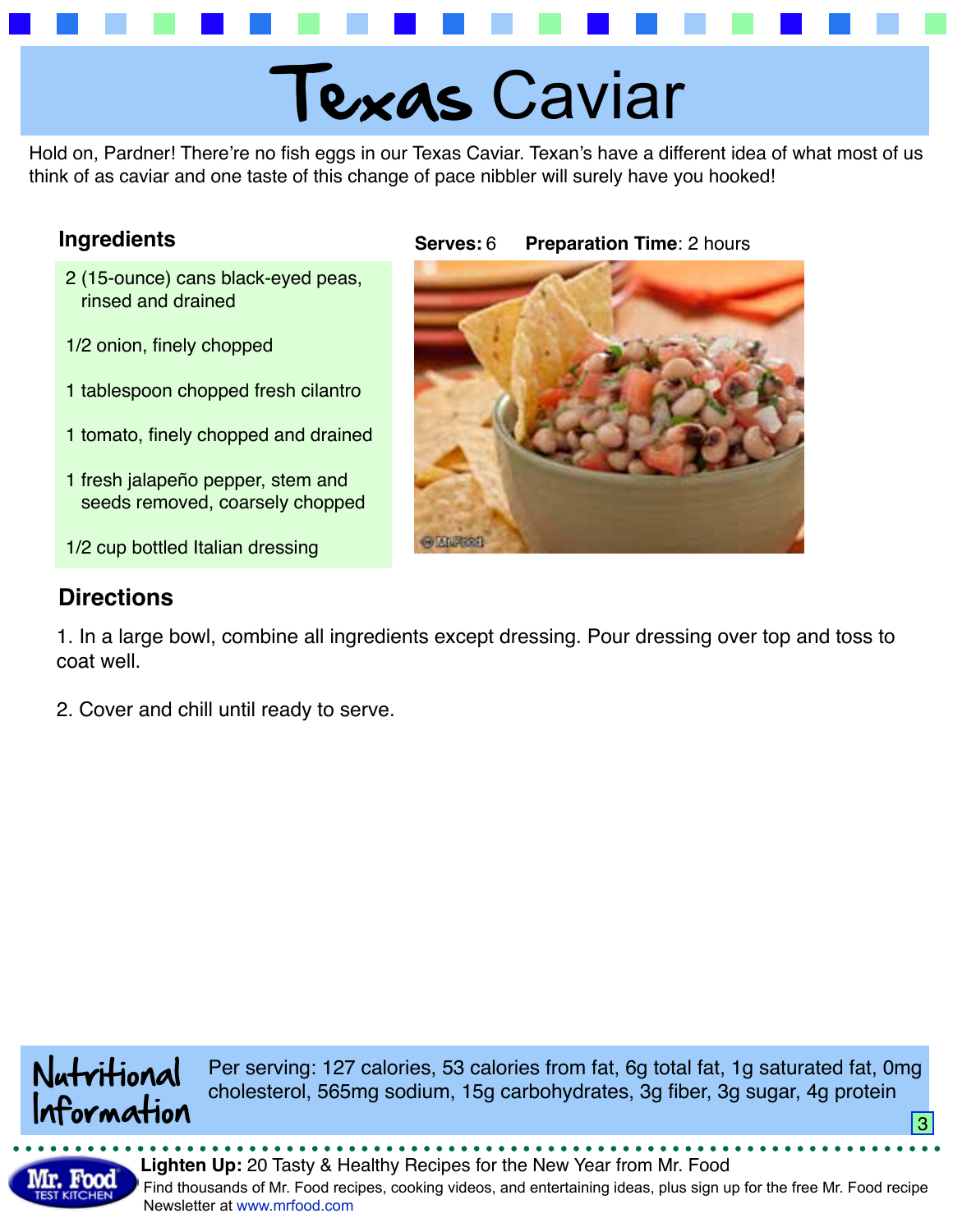# Texas Caviar

Hold on, Pardner! There're no fish eggs in our Texas Caviar. Texan's have a different idea of what most of us think of as caviar and one taste of this change of pace nibbler will surely have you hooked!

**Serves:** 6 **Preparation Time**: 2 hours

## Ingredients

- 2 (15-ounce) cans black-eyed peas, rinsed and drained
- 1/2 onion, finely chopped
- 1 tablespoon chopped fresh cilantro
- 1 tomato, finely chopped and drained
- 1 fresh jalapeño pepper, stem and seeds removed, coarsely chopped
- 1/2 cup bottled Italian dressing

## Directions

1. In a large bowl, combine all ingredients except dressing. Pour dressing over top and toss to coat well.

2. Cover and chill until ready to serve.

## Nutritional Information

Per serving: 127 calories, 53 calories from fat, 6g total fat, 1g saturated fat, 0mg cholesterol, 565mg sodium, 15g carbohydrates, 3g fiber, 3g sugar, 4g protein

**Lighten Up:** 20 Tasty & Healthy Recipes for the New Year from Mr. Food

Find thousands of Mr. Food recipes, cooking videos, and entertaining ideas, plus sign up for the free Mr. Food recipe Newsletter at www.mrfood.com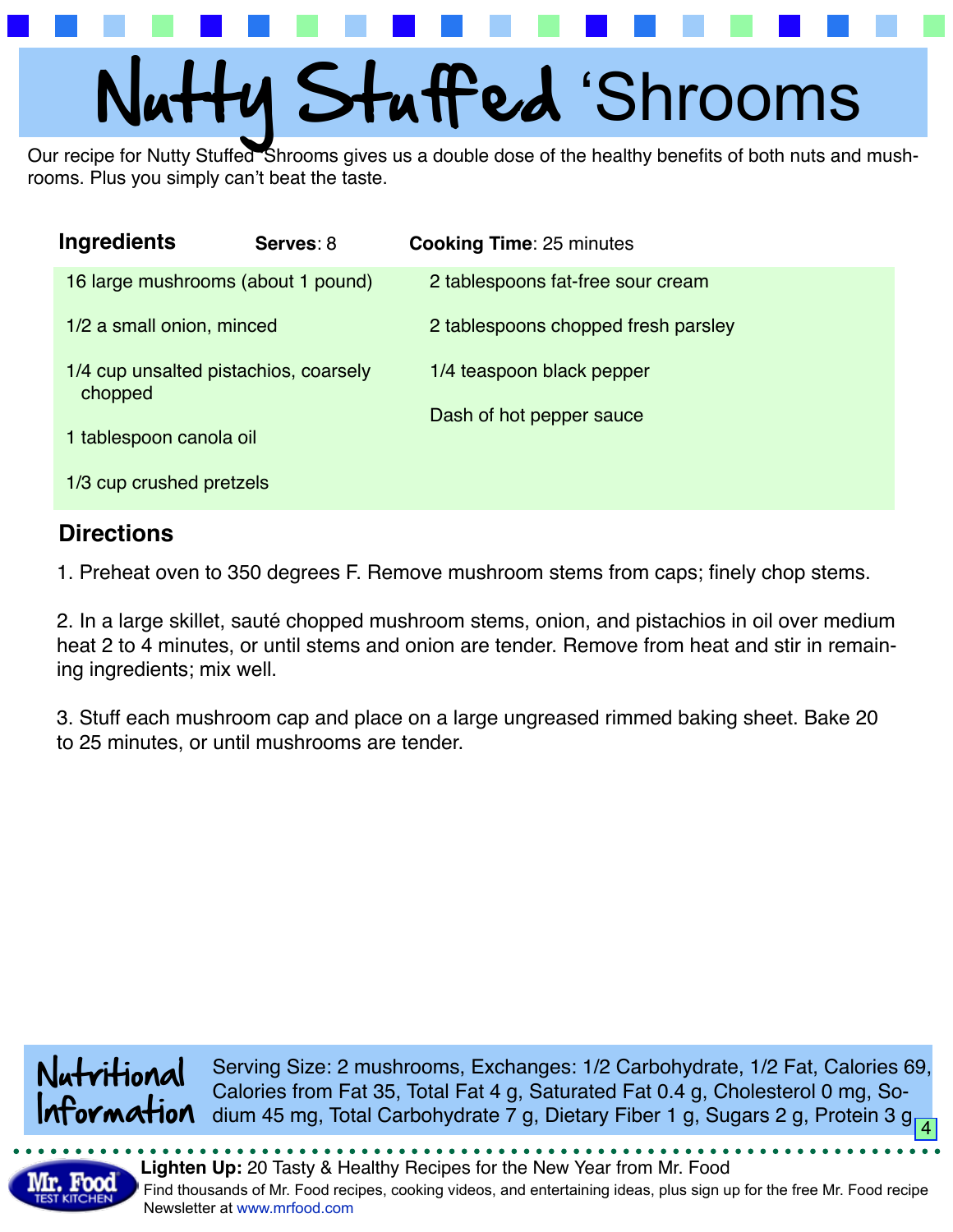# Nutty Stuffed 'Shrooms

Our recipe for Nutty Stuffed 'Shrooms gives us a double dose of the healthy benefits of both nuts and mushrooms. Plus you simply can't beat the taste.

## Ingredients

**Serves**: 8 **Cooking Time**: 25 minutes

- 16 large mushrooms (about 1 pound)
- 1/2 a small onion, minced
- 1/4 cup unsalted pistachios, coarsely chopped
- 1 tablespoon canola oil
- 1/3 cup crushed pretzels
- 2 tablespoons fat-free sour cream
- 2 tablespoons chopped fresh parsley
- 1/4 teaspoon black pepper
- Dash of hot pepper sauce

## Directions

1. Preheat oven to 350 degrees F. Remove mushroom stems from caps; finely chop stems.

2. In a large skillet, sauté chopped mushroom stems, onion, and pistachios in oil over medium heat 2 to 4 minutes, or until stems and onion are tender. Remove from heat and stir in remaining ingredients; mix well.

3. Stuff each mushroom cap and place on a large ungreased rimmed baking sheet. Bake 20 to 25 minutes, or until mushrooms are tender.

## Nutritional Information

Serving Size: 2 mushrooms, Exchanges: 1/2 Carbohydrate, 1/2 Fat, Calories 69, Calories from Fat 35, Total Fat 4 g, Saturated Fat 0.4 g, Cholesterol 0 mg, Sodium 45 mg, Total Carbohydrate 7 g, Dietary Fiber 1 g, Sugars 2 g, Protein 3 g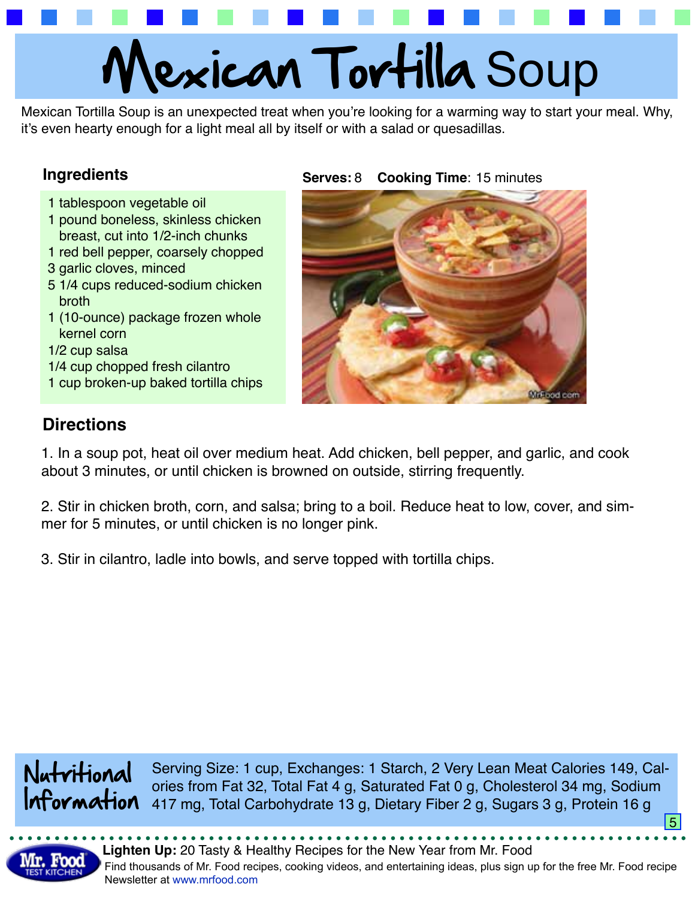# Mexican Tortilla Soup

Mexican Tortilla Soup is an unexpected treat when you're looking for a warming way to start your meal. Why, it's even hearty enough for a light meal all by itself or with a salad or quesadillas.

**Serves:** 8 **Cooking Time**: 15 minutes

## Ingredients

- 1 tablespoon vegetable oil
- 1 pound boneless, skinless chicken breast, cut into 1/2-inch chunks
- 1 red bell pepper, coarsely chopped
- 3 garlic cloves, minced
- 5 1/4 cups reduced-sodium chicken broth
- 1 (10-ounce) package frozen whole kernel corn
- 1/2 cup salsa
- 1/4 cup chopped fresh cilantro
- 1 cup broken-up baked tortilla chips

## Directions

1. In a soup pot, heat oil over medium heat. Add chicken, bell pepper, and garlic, and cook about 3 minutes, or until chicken is browned on outside, stirring frequently.

2. Stir in chicken broth, corn, and salsa; bring to a boil. Reduce heat to low, cover, and simmer for 5 minutes, or until chicken is no longer pink.

3. Stir in cilantro, ladle into bowls, and serve topped with tortilla chips.

## Nutritional Information

Serving Size: 1 cup, Exchanges: 1 Starch, 2 Very Lean Meat Calories 149, Calories from Fat 32, Total Fat 4 g, Saturated Fat 0 g, Cholesterol 34 mg, Sodium 417 mg, Total Carbohydrate 13 g, Dietary Fiber 2 g, Sugars 3 g, Protein 16 g

**Lighten Up:** 20 Tasty & Healthy Recipes for the New Year from Mr. Food

Find thousands of Mr. Food recipes, cooking videos, and entertaining ideas, plus sign up for the free Mr. Food recipe Newsletter at www.mrfood.com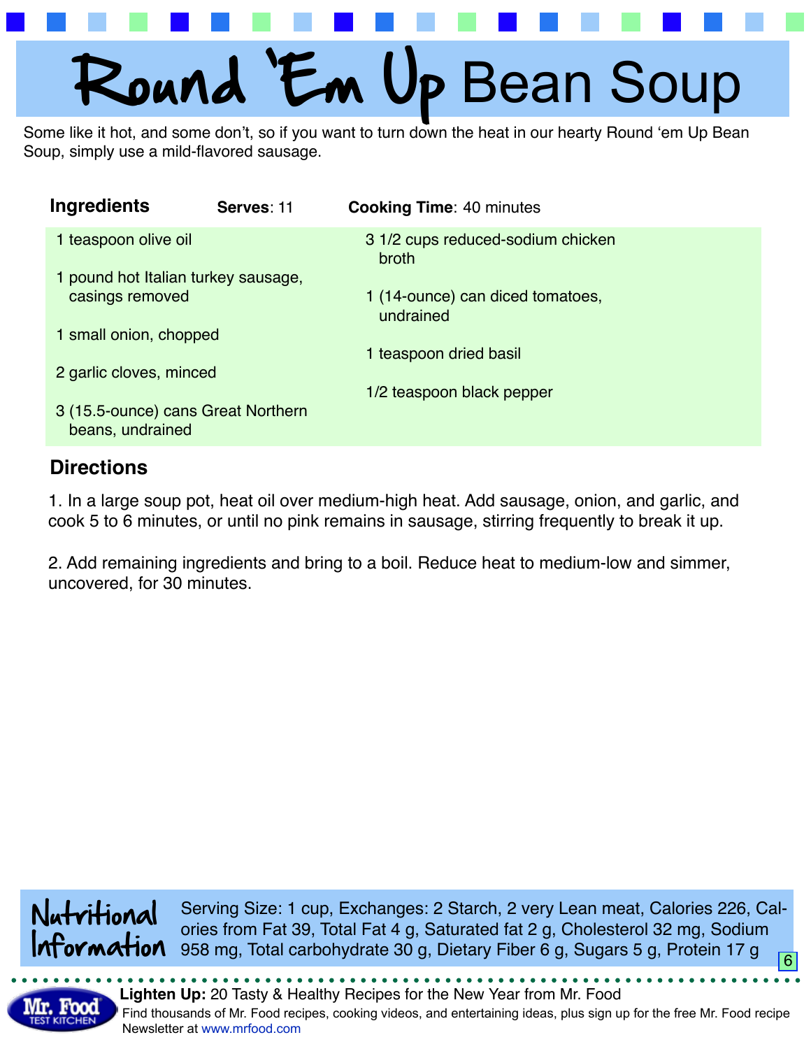# Round 'Em Up Bean Soup

Some like it hot, and some don't, so if you want to turn down the heat in our hearty Round 'em Up Bean Soup, simply use a mild-flavored sausage.

## Ingredients

**Serves**: 11 **Cooking Time**: 40 minutes

- 1 teaspoon olive oil
- 1 pound hot Italian turkey sausage, casings removed
- 1 small onion, chopped
- 2 garlic cloves, minced
- 3 (15.5-ounce) cans Great Northern beans, undrained
- 3 1/2 cups reduced-sodium chicken broth
- 1 (14-ounce) can diced tomatoes, undrained
- 1 teaspoon dried basil
- 1/2 teaspoon black pepper

## Directions

1. In a large soup pot, heat oil over medium-high heat. Add sausage, onion, and garlic, and cook 5 to 6 minutes, or until no pink remains in sausage, stirring frequently to break it up.

2. Add remaining ingredients and bring to a boil. Reduce heat to medium-low and simmer, uncovered, for 30 minutes.

## Nutritional Information

Serving Size: 1 cup, Exchanges: 2 Starch, 2 very Lean meat, Calories 226, Calories from Fat 39, Total Fat 4 g, Saturated fat 2 g, Cholesterol 32 mg, Sodium 958 mg, Total carbohydrate 30 g, Dietary Fiber 6 g, Sugars 5 g, Protein 17 g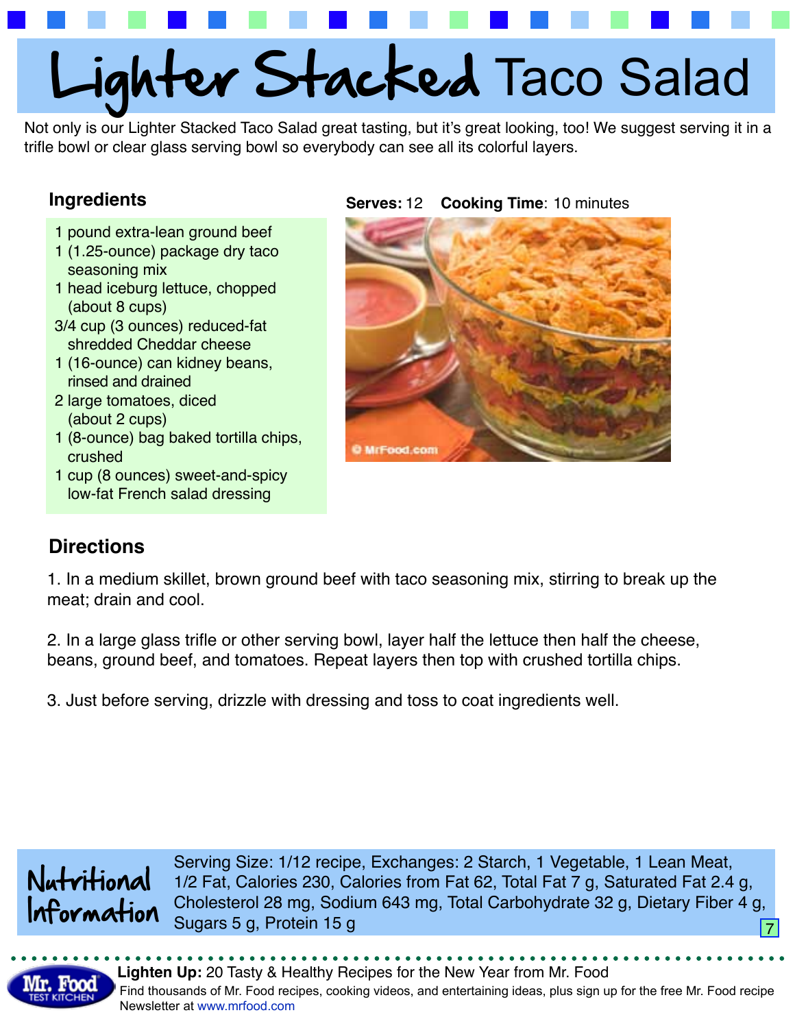# Lighter Stacked Taco Salad

Not only is our Lighter Stacked Taco Salad great tasting, but it's great looking, too! We suggest serving it in a trifle bowl or clear glass serving bowl so everybody can see all its colorful layers.

**Serves:** 12 **Cooking Time**: 10 minutes

## Ingredients

- 1 pound extra-lean ground beef
- 1 (1.25-ounce) package dry taco seasoning mix
- 1 head iceburg lettuce, chopped (about 8 cups)
- 3/4 cup (3 ounces) reduced-fat shredded Cheddar cheese
- 1 (16-ounce) can kidney beans, rinsed and drained
- 2 large tomatoes, diced (about 2 cups)
- 1 (8-ounce) bag baked tortilla chips, crushed
- 1 cup (8 ounces) sweet-and-spicy low-fat French salad dressing

## Directions

1. In a medium skillet, brown ground beef with taco seasoning mix, stirring to break up the meat; drain and cool.

2. In a large glass trifle or other serving bowl, layer half the lettuce then half the cheese, beans, ground beef, and tomatoes. Repeat layers then top with crushed tortilla chips.

3. Just before serving, drizzle with dressing and toss to coat ingredients well.

## Nutritional Information

Serving Size: 1/12 recipe, Exchanges: 2 Starch, 1 Vegetable, 1 Lean Meat, 1/2 Fat, Calories 230, Calories from Fat 62, Total Fat 7 g, Saturated Fat 2.4 g, Cholesterol 28 mg, Sodium 643 mg, Total Carbohydrate 32 g, Dietary Fiber 4 g, Sugars 5 g, Protein 15 g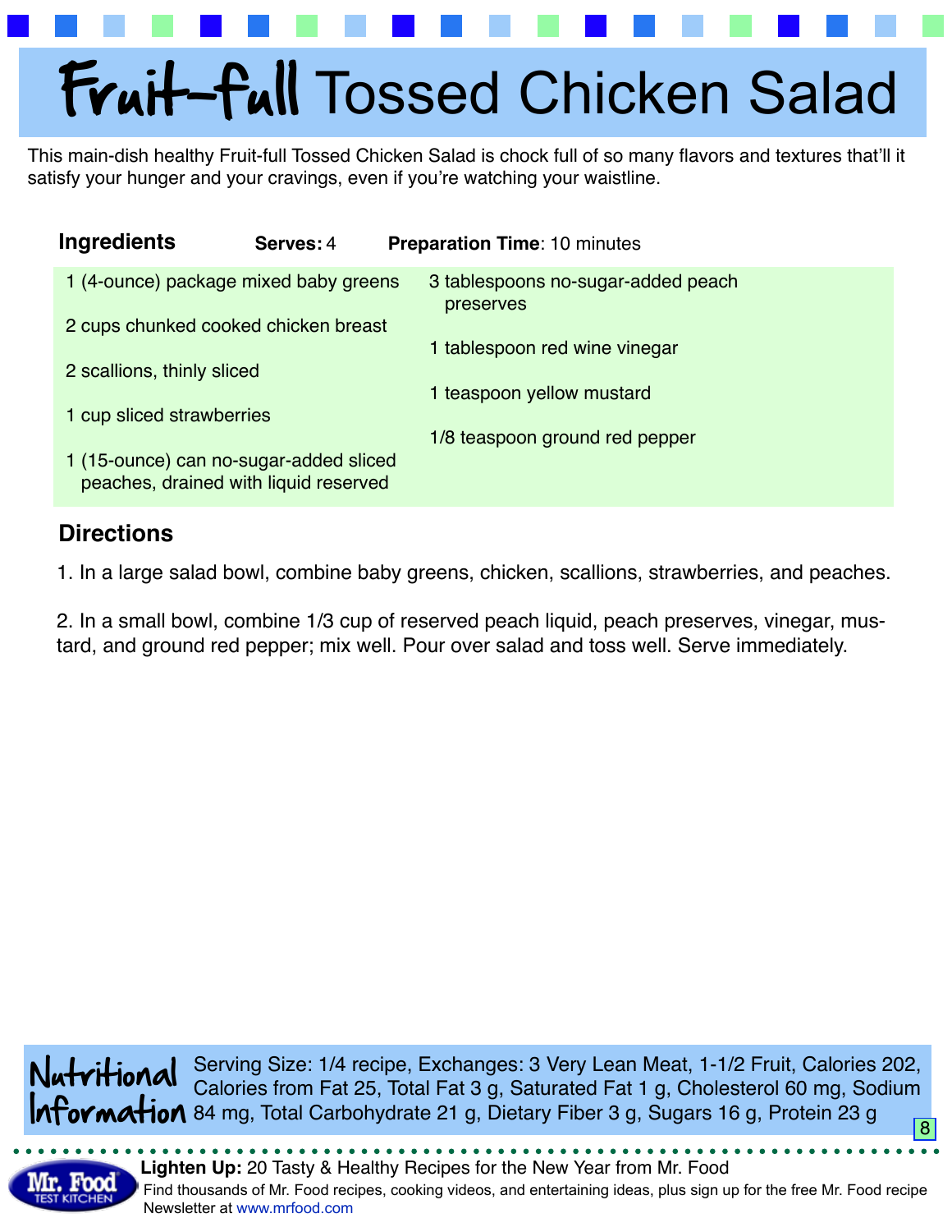# Fruit-full Tossed Chicken Salad

This main-dish healthy Fruit-full Tossed Chicken Salad is chock full of so many flavors and textures that'll it satisfy your hunger and your cravings, even if you're watching your waistline.

## Ingredients

**Serves:** 4 **Preparation Time**: 10 minutes

- 1 (4-ounce) package mixed baby greens
- 2 cups chunked cooked chicken breast
- 2 scallions, thinly sliced
- 1 cup sliced strawberries
- 1 (15-ounce) can no-sugar-added sliced peaches, drained with liquid reserved
- 3 tablespoons no-sugar-added peach preserves
- 1 tablespoon red wine vinegar
- 1 teaspoon yellow mustard
- 1/8 teaspoon ground red pepper

## Directions

1. In a large salad bowl, combine baby greens, chicken, scallions, strawberries, and peaches.

2. In a small bowl, combine 1/3 cup of reserved peach liquid, peach preserves, vinegar, mustard, and ground red pepper; mix well. Pour over salad and toss well. Serve immediately.

## Nutritional Information

Serving Size: 1/4 recipe, Exchanges: 3 Very Lean Meat, 1-1/2 Fruit, Calories 202, Calories from Fat 25, Total Fat 3 g, Saturated Fat 1 g, Cholesterol 60 mg, Sodium 84 mg, Total Carbohydrate 21 g, Dietary Fiber 3 g, Sugars 16 g, Protein 23 g

**Lighten Up:** 20 Tasty & Healthy Recipes for the New Year from Mr. Food

Find thousands of Mr. Food recipes, cooking videos, and entertaining ideas, plus sign up for the free Mr. Food recipe Newsletter at www.mrfood.com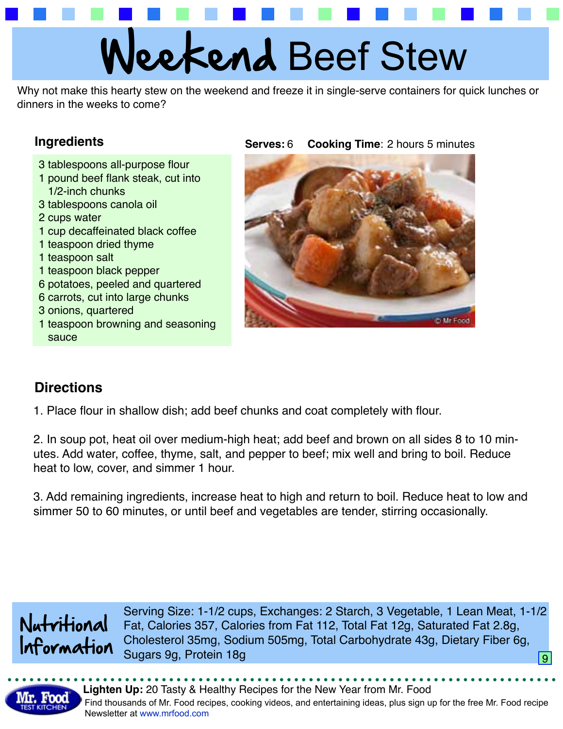# Weekend Beef Stew

Why not make this hearty stew on the weekend and freeze it in single-serve containers for quick lunches or dinners in the weeks to come?

**Serves:** 6 **Cooking Time**: 2 hours 5 minutes

## Ingredients

- 3 tablespoons all-purpose flour
- 1 pound beef flank steak, cut into 1/2-inch chunks
- 3 tablespoons canola oil
- 2 cups water
- 1 cup decaffeinated black coffee
- 1 teaspoon dried thyme
- 1 teaspoon salt
- 1 teaspoon black pepper
- 6 potatoes, peeled and quartered
- 6 carrots, cut into large chunks
- 3 onions, quartered
- 1 teaspoon browning and seasoning sauce

## Directions

1. Place flour in shallow dish; add beef chunks and coat completely with flour.

2. In soup pot, heat oil over medium-high heat; add beef and brown on all sides 8 to 10 minutes. Add water, coffee, thyme, salt, and pepper to beef; mix well and bring to boil. Reduce heat to low, cover, and simmer 1 hour.

3. Add remaining ingredients, increase heat to high and return to boil. Reduce heat to low and simmer 50 to 60 minutes, or until beef and vegetables are tender, stirring occasionally.

## Nutritional Information

Serving Size: 1-1/2 cups, Exchanges: 2 Starch, 3 Vegetable, 1 Lean Meat, 1-1/2 Fat, Calories 357, Calories from Fat 112, Total Fat 12g, Saturated Fat 2.8g, Cholesterol 35mg, Sodium 505mg, Total Carbohydrate 43g, Dietary Fiber 6g, Sugars 9g, Protein 18g

**Lighten Up:** 20 Tasty & Healthy Recipes for the New Year from Mr. Food
Find thousands of Mr. Food recipes, cooking videos, and entertaining ideas, plus sign up for the free Mr. Food recipe Newsletter at www.mrfood.com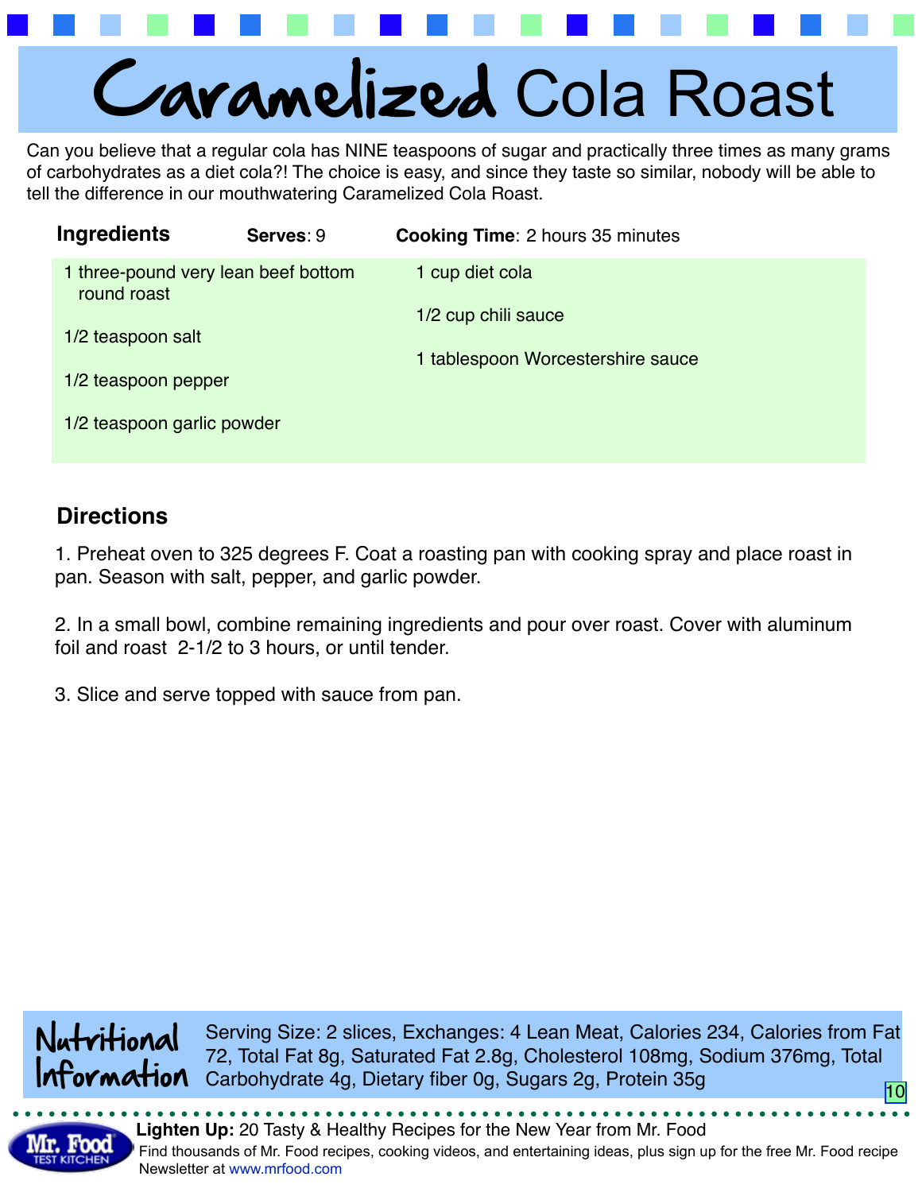# Caramelized Cola Roast

Can you believe that a regular cola has NINE teaspoons of sugar and practically three times as many grams of carbohydrates as a diet cola?! The choice is easy, and since they taste so similar, nobody will be able to tell the difference in our mouthwatering Caramelized Cola Roast.

## Ingredients

**Serves**: 9 **Cooking Time**: 2 hours 35 minutes

- 1 three-pound very lean beef bottom round roast
- 1/2 teaspoon salt
- 1/2 teaspoon pepper
- 1/2 teaspoon garlic powder
- 1 cup diet cola
- 1/2 cup chili sauce
- 1 tablespoon Worcestershire sauce

## Directions

1. Preheat oven to 325 degrees F. Coat a roasting pan with cooking spray and place roast in pan. Season with salt, pepper, and garlic powder.

2. In a small bowl, combine remaining ingredients and pour over roast. Cover with aluminum foil and roast 2-1/2 to 3 hours, or until tender.

3. Slice and serve topped with sauce from pan.

## Nutritional Information

Serving Size: 2 slices, Exchanges: 4 Lean Meat, Calories 234, Calories from Fat 72, Total Fat 8g, Saturated Fat 2.8g, Cholesterol 108mg, Sodium 376mg, Total Carbohydrate 4g, Dietary fiber 0g, Sugars 2g, Protein 35g

**Lighten Up:** 20 Tasty & Healthy Recipes for the New Year from Mr. Food

Find thousands of Mr. Food recipes, cooking videos, and entertaining ideas, plus sign up for the free Mr. Food recipe Newsletter at www.mrfood.com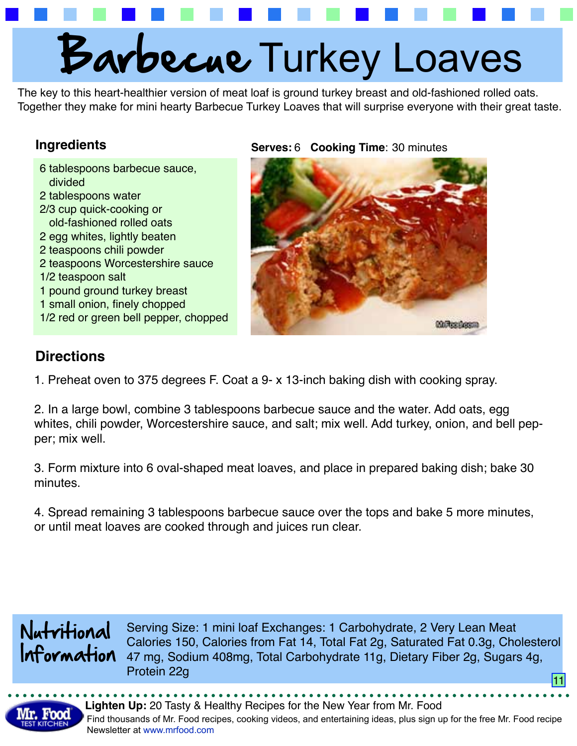# Barbecue Turkey Loaves

The key to this heart-healthier version of meat loaf is ground turkey breast and old-fashioned rolled oats. Together they make for mini hearty Barbecue Turkey Loaves that will surprise everyone with their great taste.

**Serves:** 6 **Cooking Time**: 30 minutes

## Ingredients

- 6 tablespoons barbecue sauce, divided
- 2 tablespoons water
- 2/3 cup quick-cooking or old-fashioned rolled oats
- 2 egg whites, lightly beaten
- 2 teaspoons chili powder
- 2 teaspoons Worcestershire sauce
- 1/2 teaspoon salt
- 1 pound ground turkey breast
- 1 small onion, finely chopped
- 1/2 red or green bell pepper, chopped

## Directions

1. Preheat oven to 375 degrees F. Coat a 9- x 13-inch baking dish with cooking spray.

2. In a large bowl, combine 3 tablespoons barbecue sauce and the water. Add oats, egg whites, chili powder, Worcestershire sauce, and salt; mix well. Add turkey, onion, and bell pepper; mix well.

3. Form mixture into 6 oval-shaped meat loaves, and place in prepared baking dish; bake 30 minutes.

4. Spread remaining 3 tablespoons barbecue sauce over the tops and bake 5 more minutes, or until meat loaves are cooked through and juices run clear.

## Nutritional Information

Serving Size: 1 mini loaf Exchanges: 1 Carbohydrate, 2 Very Lean Meat Calories 150, Calories from Fat 14, Total Fat 2g, Saturated Fat 0.3g, Cholesterol 47 mg, Sodium 408mg, Total Carbohydrate 11g, Dietary Fiber 2g, Sugars 4g, Protein 22g

**Lighten Up:** 20 Tasty & Healthy Recipes for the New Year from Mr. Food
Find thousands of Mr. Food recipes, cooking videos, and entertaining ideas, plus sign up for the free Mr. Food recipe Newsletter at www.mrfood.com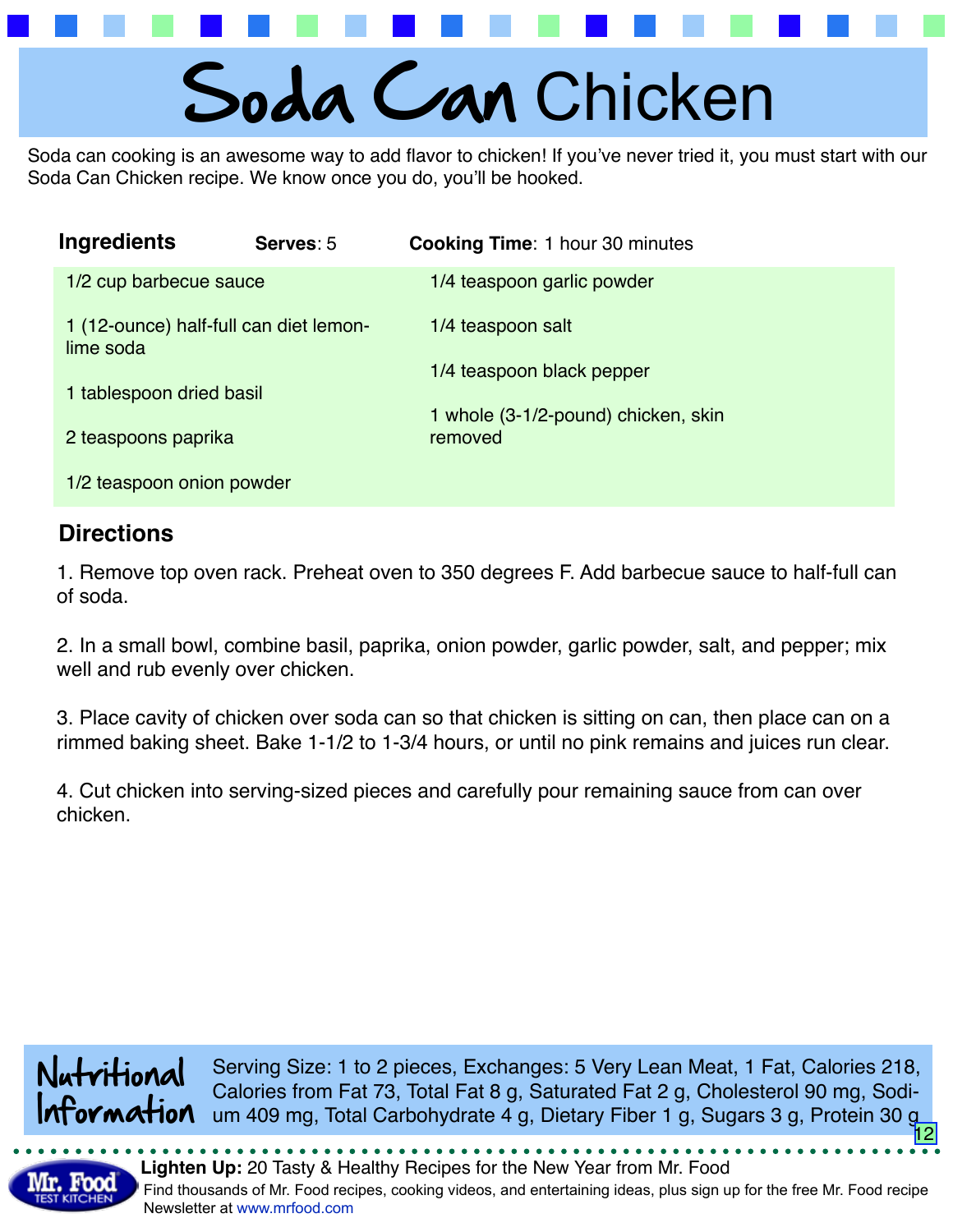# Soda Can Chicken

Soda can cooking is an awesome way to add flavor to chicken! If you've never tried it, you must start with our Soda Can Chicken recipe. We know once you do, you'll be hooked.

## Ingredients

**Serves**: 5 **Cooking Time**: 1 hour 30 minutes

- 1/2 cup barbecue sauce
- 1 (12-ounce) half-full can diet lemon-lime soda
- 1 tablespoon dried basil
- 2 teaspoons paprika
- 1/2 teaspoon onion powder
- 1/4 teaspoon garlic powder
- 1/4 teaspoon salt
- 1/4 teaspoon black pepper
- 1 whole (3-1/2-pound) chicken, skin removed

## Directions

1. Remove top oven rack. Preheat oven to 350 degrees F. Add barbecue sauce to half-full can of soda.

2. In a small bowl, combine basil, paprika, onion powder, garlic powder, salt, and pepper; mix well and rub evenly over chicken.

3. Place cavity of chicken over soda can so that chicken is sitting on can, then place can on a rimmed baking sheet. Bake 1-1/2 to 1-3/4 hours, or until no pink remains and juices run clear.

4. Cut chicken into serving-sized pieces and carefully pour remaining sauce from can over chicken.

## Nutritional Information

Serving Size: 1 to 2 pieces, Exchanges: 5 Very Lean Meat, 1 Fat, Calories 218, Calories from Fat 73, Total Fat 8 g, Saturated Fat 2 g, Cholesterol 90 mg, Sodium 409 mg, Total Carbohydrate 4 g, Dietary Fiber 1 g, Sugars 3 g, Protein 30 g

**Lighten Up:** 20 Tasty & Healthy Recipes for the New Year from Mr. Food

Find thousands of Mr. Food recipes, cooking videos, and entertaining ideas, plus sign up for the free Mr. Food recipe Newsletter at www.mrfood.com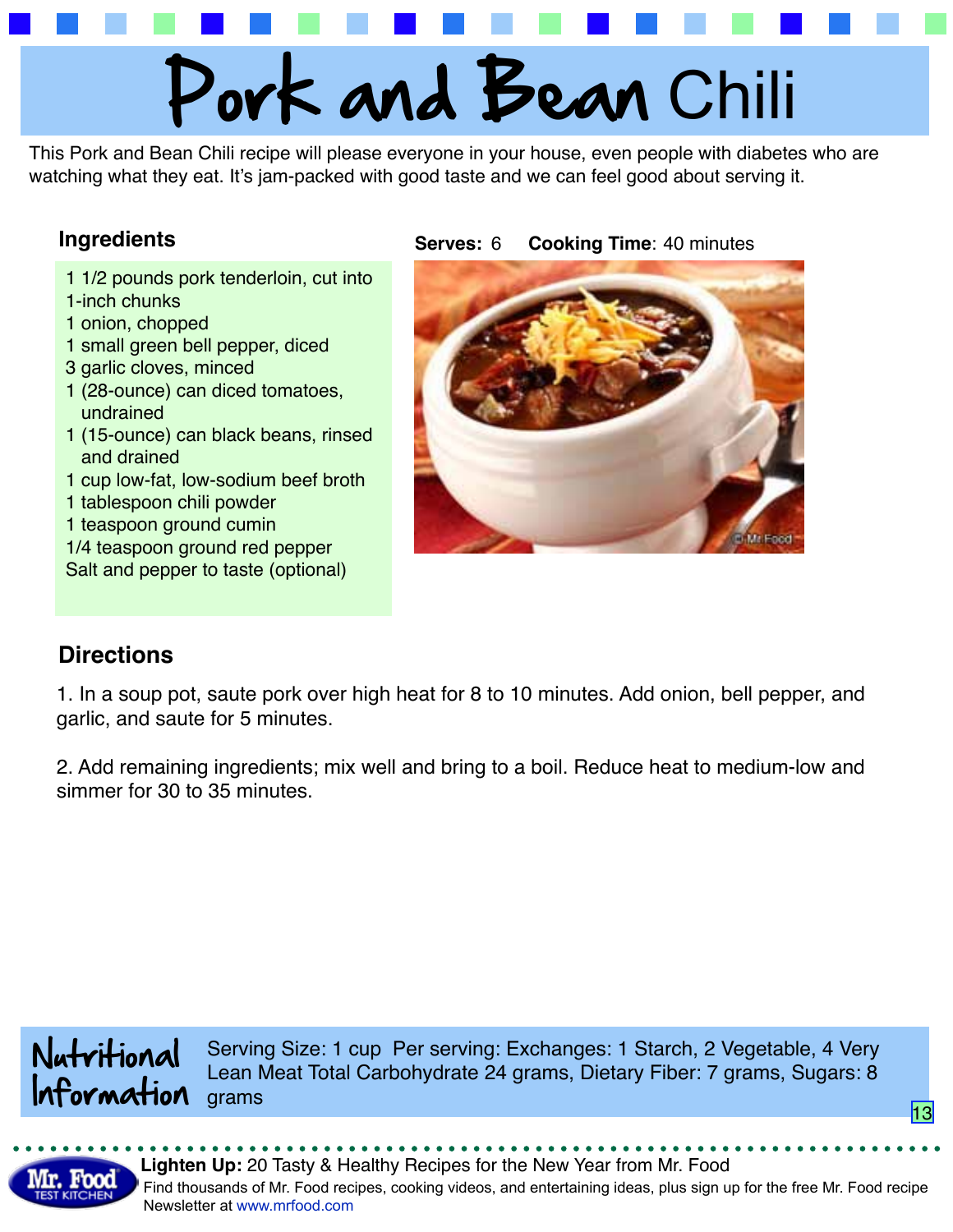# Pork and Bean Chili

This Pork and Bean Chili recipe will please everyone in your house, even people with diabetes who are watching what they eat. It's jam-packed with good taste and we can feel good about serving it.

**Serves:** 6 **Cooking Time**: 40 minutes

## Ingredients

- 1 1/2 pounds pork tenderloin, cut into 1-inch chunks
- 1 onion, chopped
- 1 small green bell pepper, diced
- 3 garlic cloves, minced
- 1 (28-ounce) can diced tomatoes, undrained
- 1 (15-ounce) can black beans, rinsed and drained
- 1 cup low-fat, low-sodium beef broth
- 1 tablespoon chili powder
- 1 teaspoon ground cumin
- 1/4 teaspoon ground red pepper
- Salt and pepper to taste (optional)

## Directions

1. In a soup pot, saute pork over high heat for 8 to 10 minutes. Add onion, bell pepper, and garlic, and saute for 5 minutes.

2. Add remaining ingredients; mix well and bring to a boil. Reduce heat to medium-low and simmer for 30 to 35 minutes.

## Nutritional Information

Serving Size: 1 cup Per serving: Exchanges: 1 Starch, 2 Vegetable, 4 Very Lean Meat Total Carbohydrate 24 grams, Dietary Fiber: 7 grams, Sugars: 8 grams

**Lighten Up:** 20 Tasty & Healthy Recipes for the New Year from Mr. Food
Find thousands of Mr. Food recipes, cooking videos, and entertaining ideas, plus sign up for the free Mr. Food recipe Newsletter at www.mrfood.com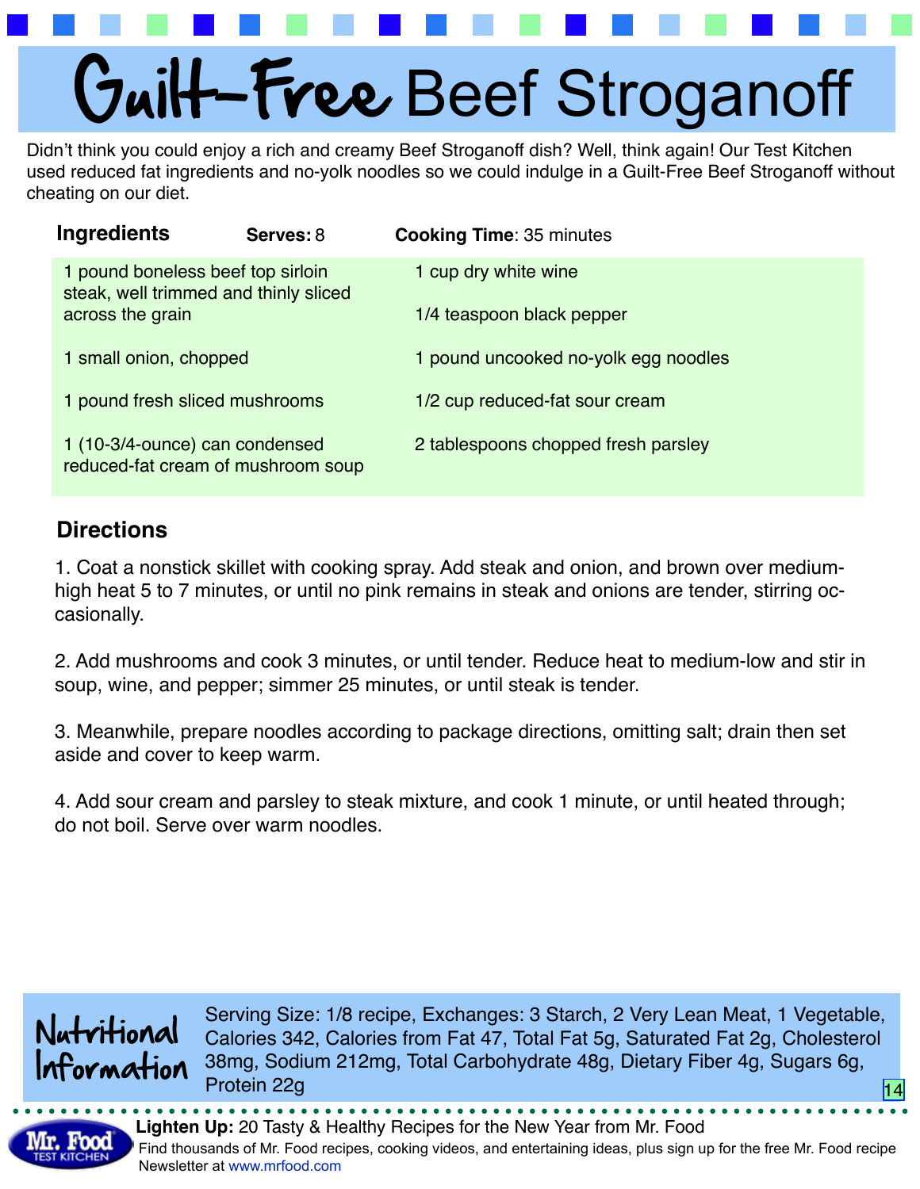# Guilt-Free Beef Stroganoff

Didn't think you could enjoy a rich and creamy Beef Stroganoff dish? Well, think again! Our Test Kitchen used reduced fat ingredients and no-yolk noodles so we could indulge in a Guilt-Free Beef Stroganoff without cheating on our diet.

## Ingredients

**Serves:** 8 **Cooking Time**: 35 minutes

- 1 pound boneless beef top sirloin steak, well trimmed and thinly sliced across the grain
- 1 small onion, chopped
- 1 pound fresh sliced mushrooms
- 1 (10-3/4-ounce) can condensed reduced-fat cream of mushroom soup
- 1 cup dry white wine
- 1/4 teaspoon black pepper
- 1 pound uncooked no-yolk egg noodles
- 1/2 cup reduced-fat sour cream
- 2 tablespoons chopped fresh parsley

## Directions

1. Coat a nonstick skillet with cooking spray. Add steak and onion, and brown over medium-high heat 5 to 7 minutes, or until no pink remains in steak and onions are tender, stirring occasionally.

2. Add mushrooms and cook 3 minutes, or until tender. Reduce heat to medium-low and stir in soup, wine, and pepper; simmer 25 minutes, or until steak is tender.

3. Meanwhile, prepare noodles according to package directions, omitting salt; drain then set aside and cover to keep warm.

4. Add sour cream and parsley to steak mixture, and cook 1 minute, or until heated through; do not boil. Serve over warm noodles.

## Nutritional Information

Serving Size: 1/8 recipe, Exchanges: 3 Starch, 2 Very Lean Meat, 1 Vegetable, Calories 342, Calories from Fat 47, Total Fat 5g, Saturated Fat 2g, Cholesterol 38mg, Sodium 212mg, Total Carbohydrate 48g, Dietary Fiber 4g, Sugars 6g, Protein 22g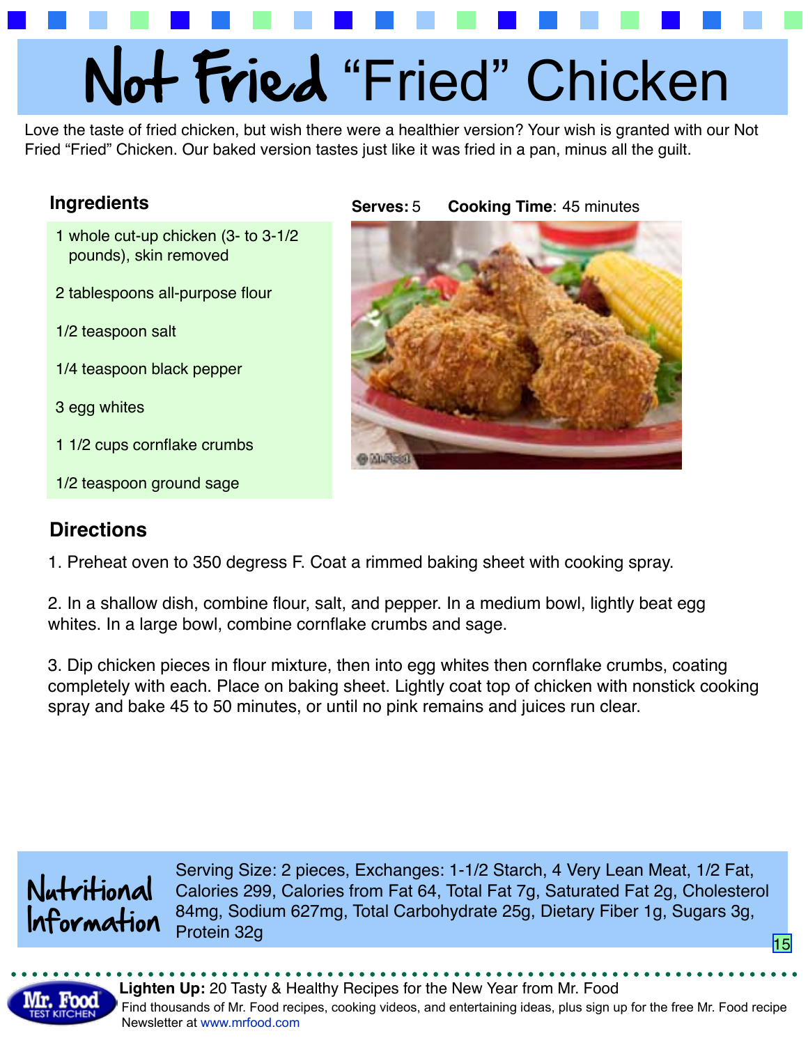# Not Fried "Fried" Chicken

Love the taste of fried chicken, but wish there were a healthier version? Your wish is granted with our Not Fried "Fried" Chicken. Our baked version tastes just like it was fried in a pan, minus all the guilt.

**Serves:** 5 **Cooking Time**: 45 minutes

## Ingredients

- 1 whole cut-up chicken (3- to 3-1/2 pounds), skin removed
- 2 tablespoons all-purpose flour
- 1/2 teaspoon salt
- 1/4 teaspoon black pepper
- 3 egg whites
- 1 1/2 cups cornflake crumbs
- 1/2 teaspoon ground sage

## Directions

1. Preheat oven to 350 degress F. Coat a rimmed baking sheet with cooking spray.

2. In a shallow dish, combine flour, salt, and pepper. In a medium bowl, lightly beat egg whites. In a large bowl, combine cornflake crumbs and sage.

3. Dip chicken pieces in flour mixture, then into egg whites then cornflake crumbs, coating completely with each. Place on baking sheet. Lightly coat top of chicken with nonstick cooking spray and bake 45 to 50 minutes, or until no pink remains and juices run clear.

## Nutritional Information

Serving Size: 2 pieces, Exchanges: 1-1/2 Starch, 4 Very Lean Meat, 1/2 Fat, Calories 299, Calories from Fat 64, Total Fat 7g, Saturated Fat 2g, Cholesterol 84mg, Sodium 627mg, Total Carbohydrate 25g, Dietary Fiber 1g, Sugars 3g, Protein 32g

**Lighten Up:** 20 Tasty & Healthy Recipes for the New Year from Mr. Food

Find thousands of Mr. Food recipes, cooking videos, and entertaining ideas, plus sign up for the free Mr. Food recipe Newsletter at www.mrfood.com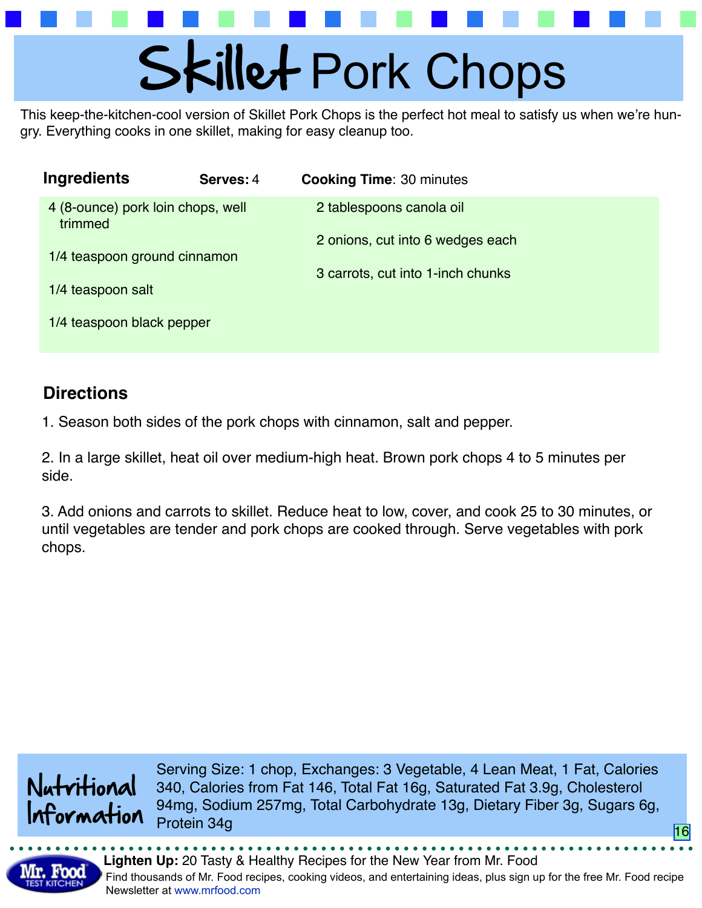# Skillet Pork Chops

This keep-the-kitchen-cool version of Skillet Pork Chops is the perfect hot meal to satisfy us when we're hungry. Everything cooks in one skillet, making for easy cleanup too.

**Ingredients** **Serves:** 4 **Cooking Time**: 30 minutes

- 4 (8-ounce) pork loin chops, well trimmed
- 1/4 teaspoon ground cinnamon
- 1/4 teaspoon salt
- 1/4 teaspoon black pepper
- 2 tablespoons canola oil
- 2 onions, cut into 6 wedges each
- 3 carrots, cut into 1-inch chunks

## Directions

1. Season both sides of the pork chops with cinnamon, salt and pepper.

2. In a large skillet, heat oil over medium-high heat. Brown pork chops 4 to 5 minutes per side.

3. Add onions and carrots to skillet. Reduce heat to low, cover, and cook 25 to 30 minutes, or until vegetables are tender and pork chops are cooked through. Serve vegetables with pork chops.

## Nutritional Information

Serving Size: 1 chop, Exchanges: 3 Vegetable, 4 Lean Meat, 1 Fat, Calories 340, Calories from Fat 146, Total Fat 16g, Saturated Fat 3.9g, Cholesterol 94mg, Sodium 257mg, Total Carbohydrate 13g, Dietary Fiber 3g, Sugars 6g, Protein 34g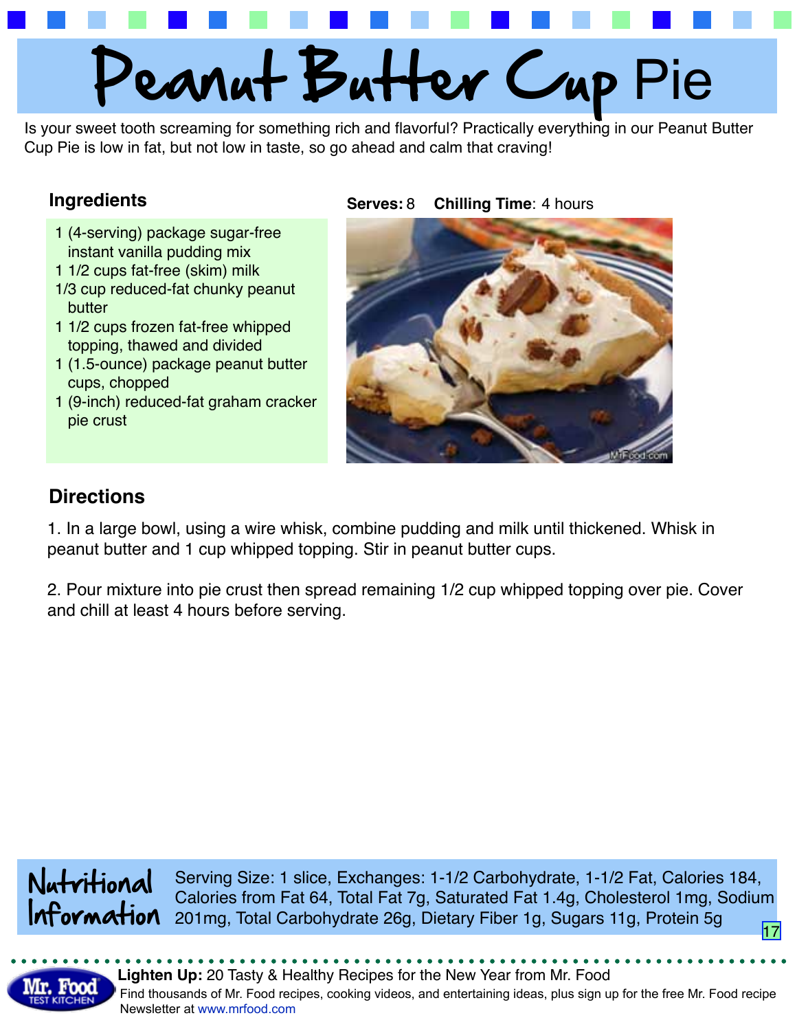# Peanut Butter Cup Pie

Is your sweet tooth screaming for something rich and flavorful? Practically everything in our Peanut Butter Cup Pie is low in fat, but not low in taste, so go ahead and calm that craving!

## Ingredients

**Serves:** 8 **Chilling Time**: 4 hours

- 1 (4-serving) package sugar-free instant vanilla pudding mix
- 1 1/2 cups fat-free (skim) milk
- 1/3 cup reduced-fat chunky peanut butter
- 1 1/2 cups frozen fat-free whipped topping, thawed and divided
- 1 (1.5-ounce) package peanut butter cups, chopped
- 1 (9-inch) reduced-fat graham cracker pie crust

## Directions

1. In a large bowl, using a wire whisk, combine pudding and milk until thickened. Whisk in peanut butter and 1 cup whipped topping. Stir in peanut butter cups.

2. Pour mixture into pie crust then spread remaining 1/2 cup whipped topping over pie. Cover and chill at least 4 hours before serving.

## Nutritional Information

Serving Size: 1 slice, Exchanges: 1-1/2 Carbohydrate, 1-1/2 Fat, Calories 184, Calories from Fat 64, Total Fat 7g, Saturated Fat 1.4g, Cholesterol 1mg, Sodium 201mg, Total Carbohydrate 26g, Dietary Fiber 1g, Sugars 11g, Protein 5g

**Lighten Up:** 20 Tasty & Healthy Recipes for the New Year from Mr. Food

Find thousands of Mr. Food recipes, cooking videos, and entertaining ideas, plus sign up for the free Mr. Food recipe Newsletter at www.mrfood.com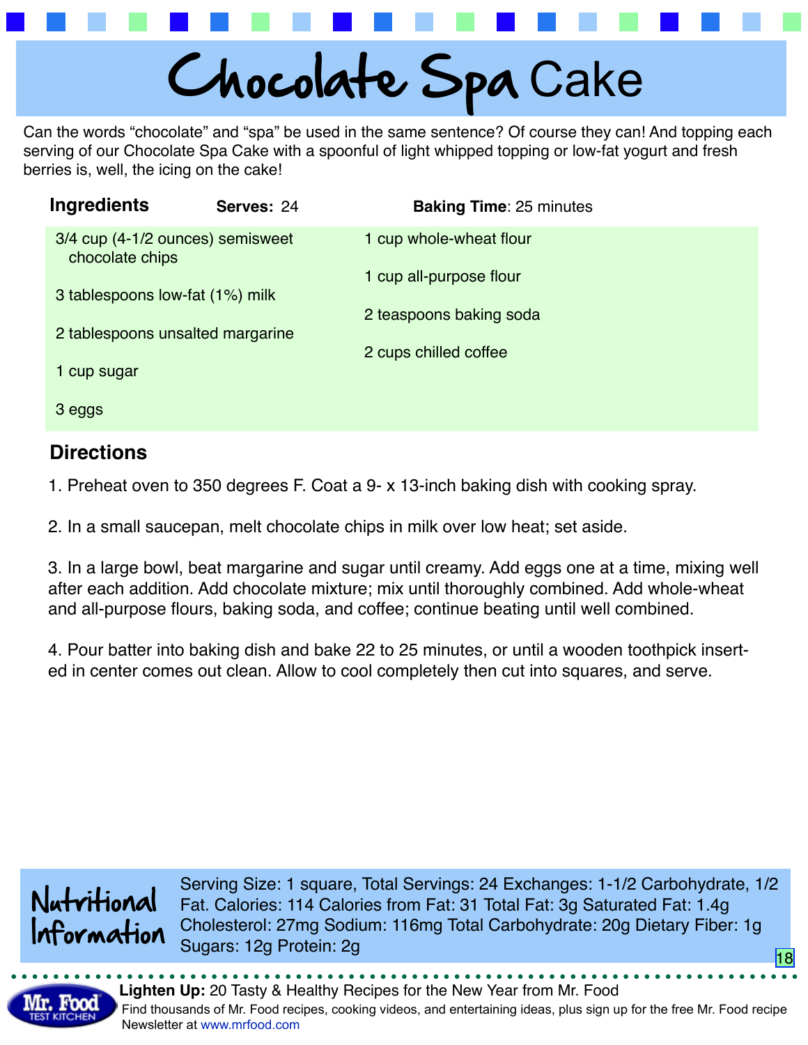# Chocolate Spa Cake

Can the words "chocolate" and "spa" be used in the same sentence? Of course they can! And topping each serving of our Chocolate Spa Cake with a spoonful of light whipped topping or low-fat yogurt and fresh berries is, well, the icing on the cake!

## Ingredients

**Serves:** 24 **Baking Time**: 25 minutes

- 3/4 cup (4-1/2 ounces) semisweet chocolate chips
- 3 tablespoons low-fat (1%) milk
- 2 tablespoons unsalted margarine
- 1 cup sugar
- 3 eggs
- 1 cup whole-wheat flour
- 1 cup all-purpose flour
- 2 teaspoons baking soda
- 2 cups chilled coffee

## Directions

1. Preheat oven to 350 degrees F. Coat a 9- x 13-inch baking dish with cooking spray.

2. In a small saucepan, melt chocolate chips in milk over low heat; set aside.

3. In a large bowl, beat margarine and sugar until creamy. Add eggs one at a time, mixing well after each addition. Add chocolate mixture; mix until thoroughly combined. Add whole-wheat and all-purpose flours, baking soda, and coffee; continue beating until well combined.

4. Pour batter into baking dish and bake 22 to 25 minutes, or until a wooden toothpick inserted in center comes out clean. Allow to cool completely then cut into squares, and serve.

## Nutritional Information

Serving Size: 1 square, Total Servings: 24 Exchanges: 1-1/2 Carbohydrate, 1/2 Fat. Calories: 114 Calories from Fat: 31 Total Fat: 3g Saturated Fat: 1.4g Cholesterol: 27mg Sodium: 116mg Total Carbohydrate: 20g Dietary Fiber: 1g Sugars: 12g Protein: 2g

**Lighten Up:** 20 Tasty & Healthy Recipes for the New Year from Mr. Food

Find thousands of Mr. Food recipes, cooking videos, and entertaining ideas, plus sign up for the free Mr. Food recipe Newsletter at www.mrfood.com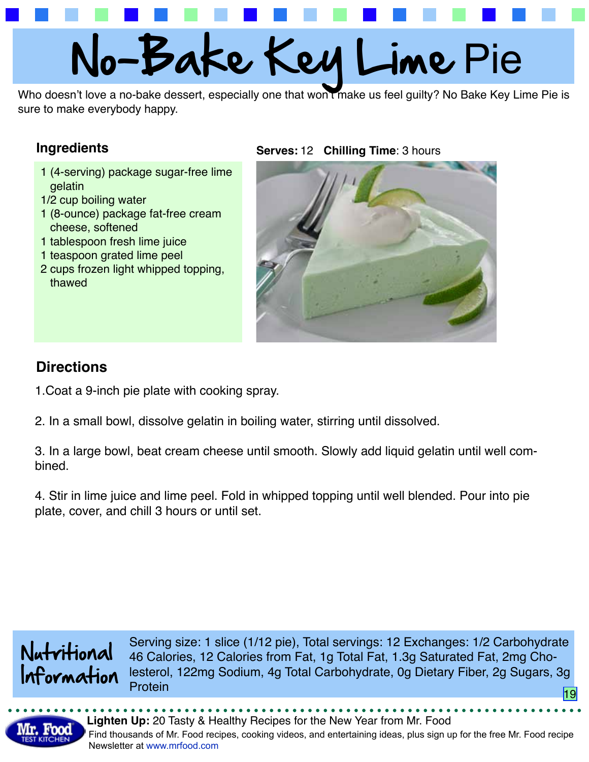# No-Bake Key Lime Pie

Who doesn't love a no-bake dessert, especially one that won't make us feel guilty? No Bake Key Lime Pie is sure to make everybody happy.

## Ingredients

**Serves:** 12 **Chilling Time**: 3 hours

- 1 (4-serving) package sugar-free lime gelatin
- 1/2 cup boiling water
- 1 (8-ounce) package fat-free cream cheese, softened
- 1 tablespoon fresh lime juice
- 1 teaspoon grated lime peel
- 2 cups frozen light whipped topping, thawed

## Directions

1. Coat a 9-inch pie plate with cooking spray.

2. In a small bowl, dissolve gelatin in boiling water, stirring until dissolved.

3. In a large bowl, beat cream cheese until smooth. Slowly add liquid gelatin until well combined.

4. Stir in lime juice and lime peel. Fold in whipped topping until well blended. Pour into pie plate, cover, and chill 3 hours or until set.

## Nutritional Information

Serving size: 1 slice (1/12 pie), Total servings: 12 Exchanges: 1/2 Carbohydrate 46 Calories, 12 Calories from Fat, 1g Total Fat, 1.3g Saturated Fat, 2mg Cholesterol, 122mg Sodium, 4g Total Carbohydrate, 0g Dietary Fiber, 2g Sugars, 3g Protein

**Lighten Up:** 20 Tasty & Healthy Recipes for the New Year from Mr. Food
Find thousands of Mr. Food recipes, cooking videos, and entertaining ideas, plus sign up for the free Mr. Food recipe Newsletter at www.mrfood.com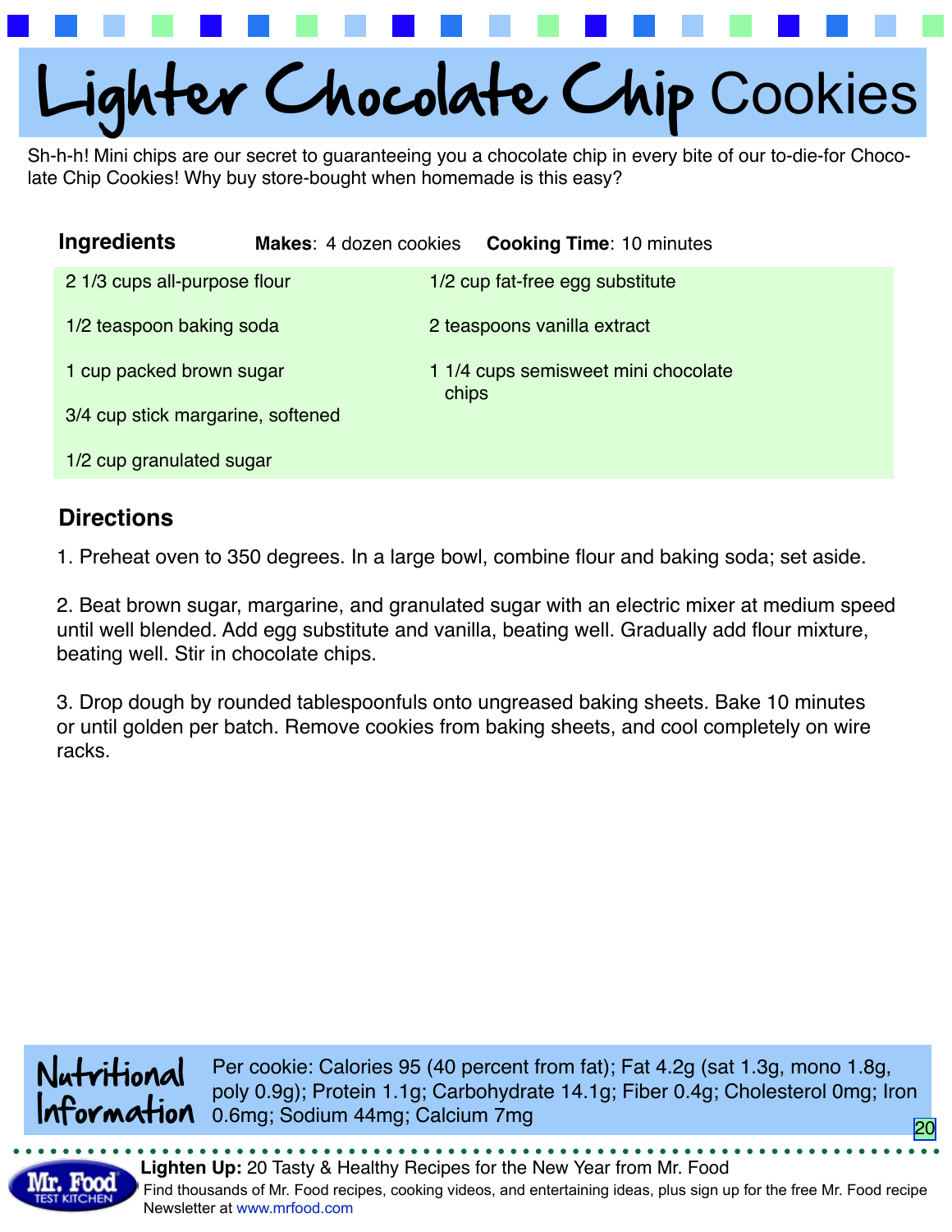# Lighter Chocolate Chip Cookies

Sh-h-h! Mini chips are our secret to guaranteeing you a chocolate chip in every bite of our to-die-for Chocolate Chip Cookies! Why buy store-bought when homemade is this easy?

## Ingredients

**Makes**: 4 dozen cookies **Cooking Time**: 10 minutes

- 2 1/3 cups all-purpose flour
- 1/2 teaspoon baking soda
- 1 cup packed brown sugar
- 3/4 cup stick margarine, softened
- 1/2 cup granulated sugar
- 1/2 cup fat-free egg substitute
- 2 teaspoons vanilla extract
- 1 1/4 cups semisweet mini chocolate chips

## Directions

1. Preheat oven to 350 degrees. In a large bowl, combine flour and baking soda; set aside.

2. Beat brown sugar, margarine, and granulated sugar with an electric mixer at medium speed until well blended. Add egg substitute and vanilla, beating well. Gradually add flour mixture, beating well. Stir in chocolate chips.

3. Drop dough by rounded tablespoonfuls onto ungreased baking sheets. Bake 10 minutes or until golden per batch. Remove cookies from baking sheets, and cool completely on wire racks.

## Nutritional Information

Per cookie: Calories 95 (40 percent from fat); Fat 4.2g (sat 1.3g, mono 1.8g, poly 0.9g); Protein 1.1g; Carbohydrate 14.1g; Fiber 0.4g; Cholesterol 0mg; Iron 0.6mg; Sodium 44mg; Calcium 7mg

**Lighten Up:** 20 Tasty & Healthy Recipes for the New Year from Mr. Food

Find thousands of Mr. Food recipes, cooking videos, and entertaining ideas, plus sign up for the free Mr. Food recipe Newsletter at www.mrfood.com